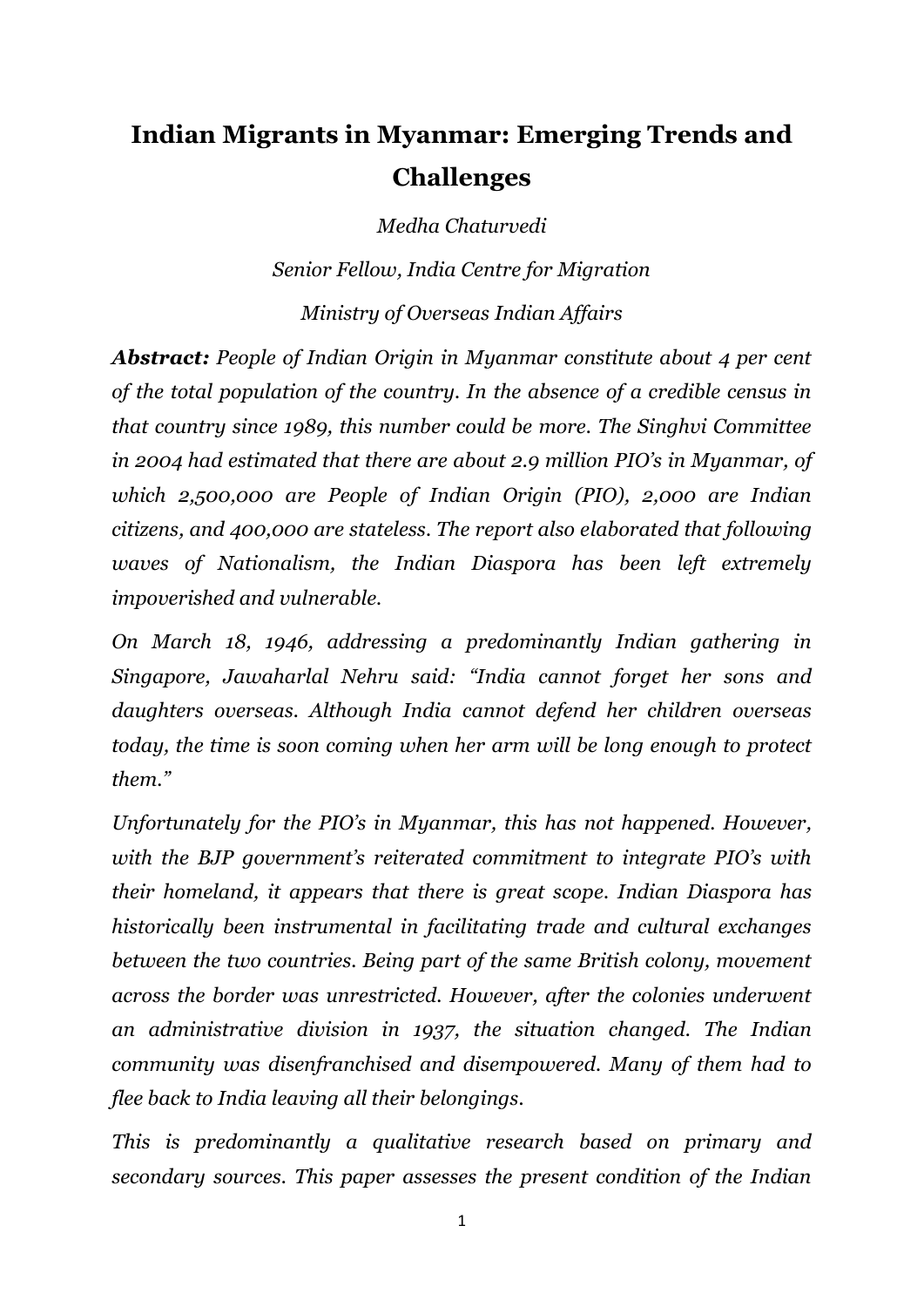# Indian Migrants in Myanmar: Emerging Trends and Challenges

*Medha Chaturvedi*

*Senior Fellow, India Centre for Migration*

*Ministry of Overseas Indian Affairs*

***Abstract:*** *People of Indian Origin in Myanmar constitute about 4 per cent of the total population of the country. In the absence of a credible census in that country since 1989, this number could be more. The Singhvi Committee in 2004 had estimated that there are about 2.9 million PIO's in Myanmar, of which 2,500,000 are People of Indian Origin (PIO), 2,000 are Indian citizens, and 400,000 are stateless. The report also elaborated that following waves of Nationalism, the Indian Diaspora has been left extremely impoverished and vulnerable.*

*On March 18, 1946, addressing a predominantly Indian gathering in Singapore, Jawaharlal Nehru said: "India cannot forget her sons and daughters overseas. Although India cannot defend her children overseas today, the time is soon coming when her arm will be long enough to protect them."*

*Unfortunately for the PIO's in Myanmar, this has not happened. However, with the BJP government's reiterated commitment to integrate PIO's with their homeland, it appears that there is great scope. Indian Diaspora has historically been instrumental in facilitating trade and cultural exchanges between the two countries. Being part of the same British colony, movement across the border was unrestricted. However, after the colonies underwent an administrative division in 1937, the situation changed. The Indian community was disenfranchised and disempowered. Many of them had to flee back to India leaving all their belongings.*

*This is predominantly a qualitative research based on primary and secondary sources. This paper assesses the present condition of the Indian*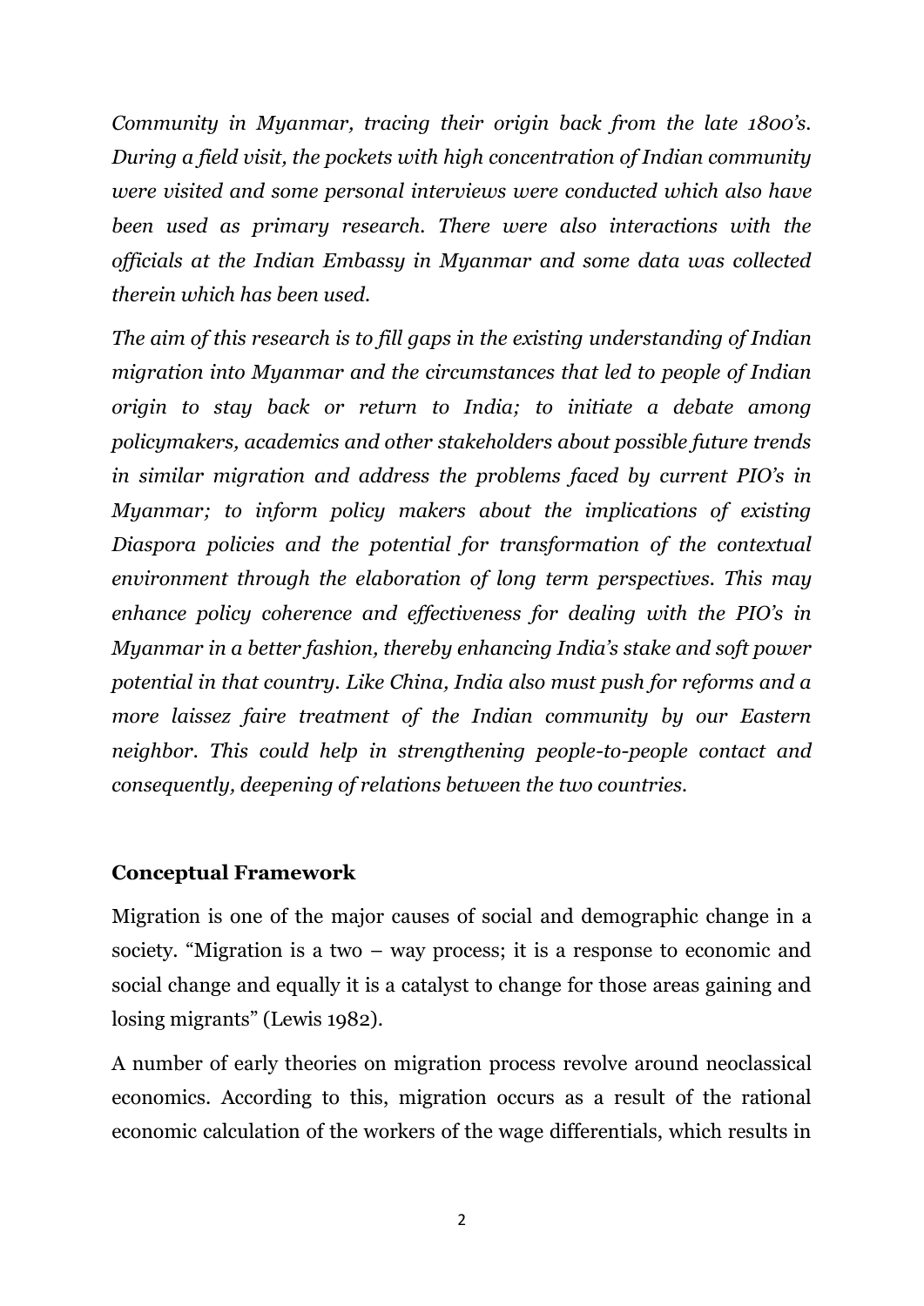*Community in Myanmar, tracing their origin back from the late 1800's. During a field visit, the pockets with high concentration of Indian community were visited and some personal interviews were conducted which also have been used as primary research. There were also interactions with the officials at the Indian Embassy in Myanmar and some data was collected therein which has been used.*

*The aim of this research is to fill gaps in the existing understanding of Indian migration into Myanmar and the circumstances that led to people of Indian origin to stay back or return to India; to initiate a debate among policymakers, academics and other stakeholders about possible future trends in similar migration and address the problems faced by current PIO's in Myanmar; to inform policy makers about the implications of existing Diaspora policies and the potential for transformation of the contextual environment through the elaboration of long term perspectives. This may enhance policy coherence and effectiveness for dealing with the PIO's in Myanmar in a better fashion, thereby enhancing India's stake and soft power potential in that country. Like China, India also must push for reforms and a more laissez faire treatment of the Indian community by our Eastern neighbor. This could help in strengthening people-to-people contact and consequently, deepening of relations between the two countries.*

## Conceptual Framework

Migration is one of the major causes of social and demographic change in a society. "Migration is a two – way process; it is a response to economic and social change and equally it is a catalyst to change for those areas gaining and losing migrants" (Lewis 1982).

A number of early theories on migration process revolve around neoclassical economics. According to this, migration occurs as a result of the rational economic calculation of the workers of the wage differentials, which results in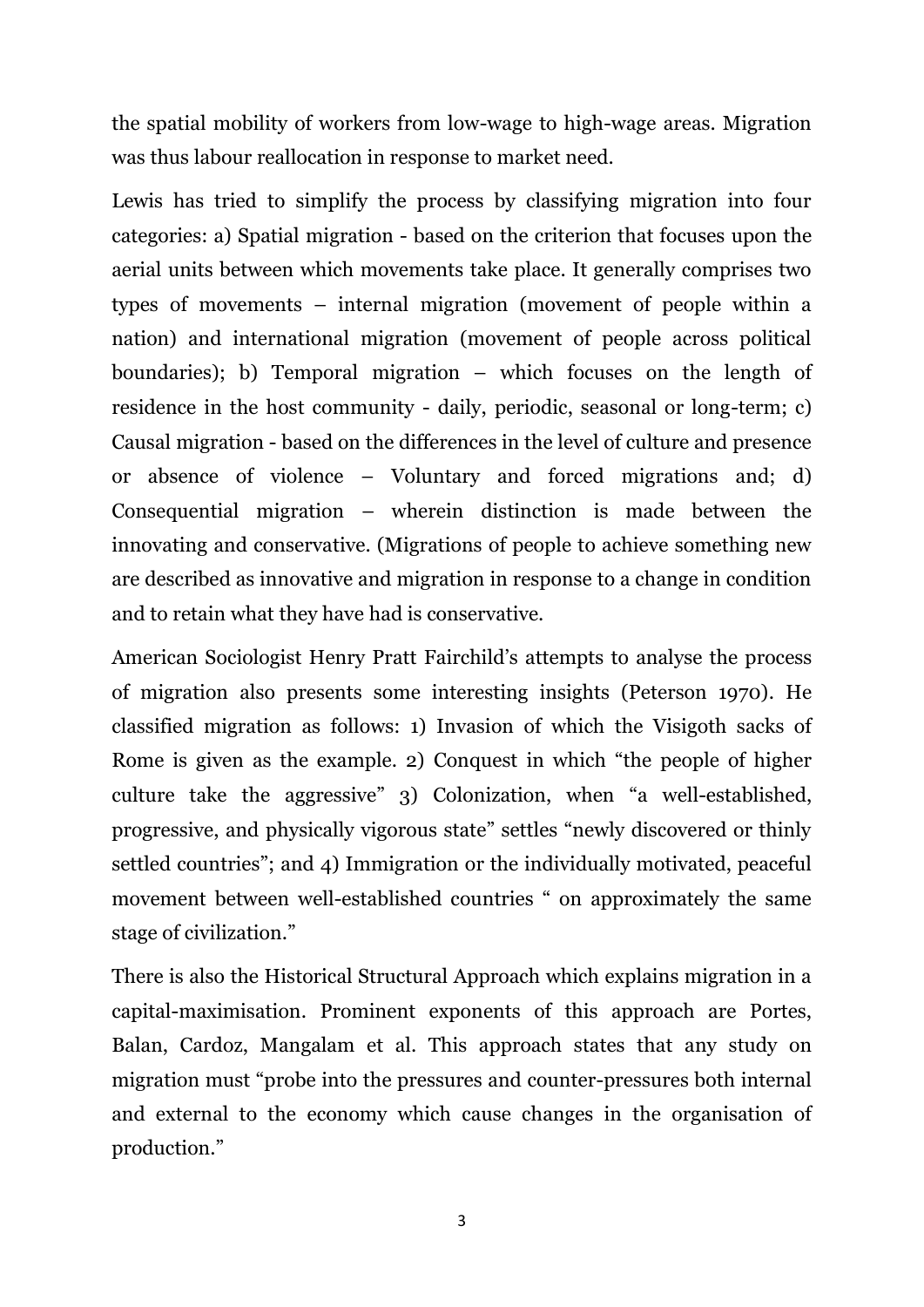the spatial mobility of workers from low-wage to high-wage areas. Migration was thus labour reallocation in response to market need.

Lewis has tried to simplify the process by classifying migration into four categories: a) Spatial migration - based on the criterion that focuses upon the aerial units between which movements take place. It generally comprises two types of movements – internal migration (movement of people within a nation) and international migration (movement of people across political boundaries); b) Temporal migration – which focuses on the length of residence in the host community - daily, periodic, seasonal or long-term; c) Causal migration - based on the differences in the level of culture and presence or absence of violence – Voluntary and forced migrations and; d) Consequential migration – wherein distinction is made between the innovating and conservative. (Migrations of people to achieve something new are described as innovative and migration in response to a change in condition and to retain what they have had is conservative.

American Sociologist Henry Pratt Fairchild's attempts to analyse the process of migration also presents some interesting insights (Peterson 1970). He classified migration as follows: 1) Invasion of which the Visigoth sacks of Rome is given as the example. 2) Conquest in which "the people of higher culture take the aggressive" 3) Colonization, when "a well-established, progressive, and physically vigorous state" settles "newly discovered or thinly settled countries"; and 4) Immigration or the individually motivated, peaceful movement between well-established countries " on approximately the same stage of civilization."

There is also the Historical Structural Approach which explains migration in a capital-maximisation. Prominent exponents of this approach are Portes, Balan, Cardoz, Mangalam et al. This approach states that any study on migration must "probe into the pressures and counter-pressures both internal and external to the economy which cause changes in the organisation of production."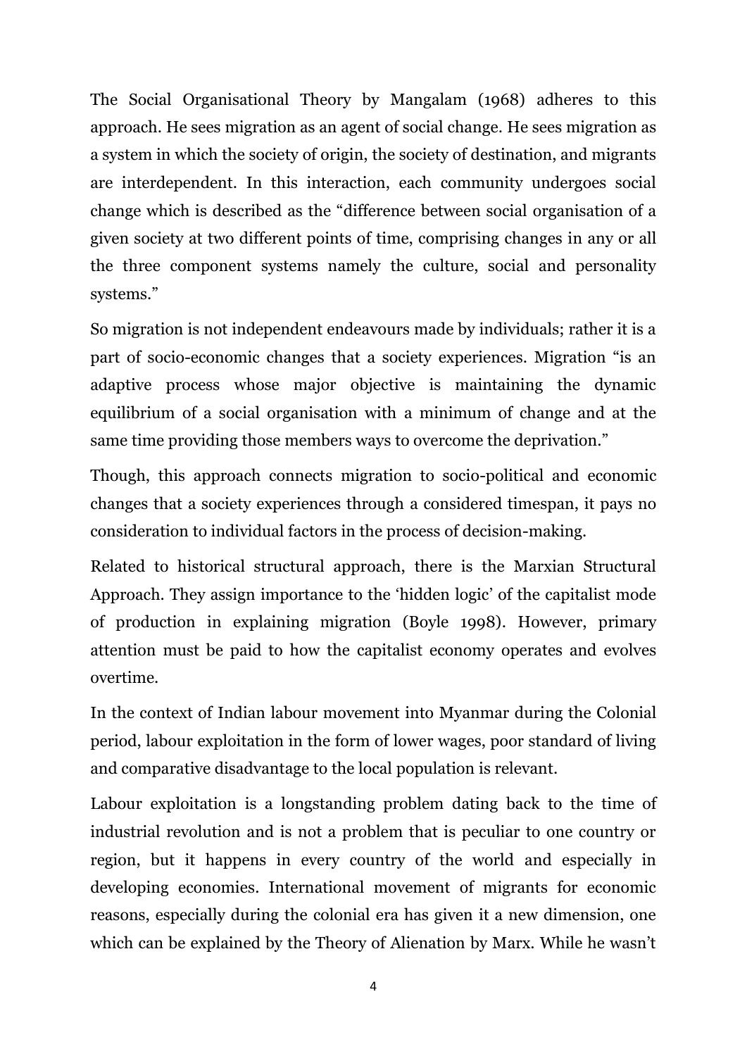The Social Organisational Theory by Mangalam (1968) adheres to this approach. He sees migration as an agent of social change. He sees migration as a system in which the society of origin, the society of destination, and migrants are interdependent. In this interaction, each community undergoes social change which is described as the "difference between social organisation of a given society at two different points of time, comprising changes in any or all the three component systems namely the culture, social and personality systems."

So migration is not independent endeavours made by individuals; rather it is a part of socio-economic changes that a society experiences. Migration "is an adaptive process whose major objective is maintaining the dynamic equilibrium of a social organisation with a minimum of change and at the same time providing those members ways to overcome the deprivation."

Though, this approach connects migration to socio-political and economic changes that a society experiences through a considered timespan, it pays no consideration to individual factors in the process of decision-making.

Related to historical structural approach, there is the Marxian Structural Approach. They assign importance to the 'hidden logic' of the capitalist mode of production in explaining migration (Boyle 1998). However, primary attention must be paid to how the capitalist economy operates and evolves overtime.

In the context of Indian labour movement into Myanmar during the Colonial period, labour exploitation in the form of lower wages, poor standard of living and comparative disadvantage to the local population is relevant.

Labour exploitation is a longstanding problem dating back to the time of industrial revolution and is not a problem that is peculiar to one country or region, but it happens in every country of the world and especially in developing economies. International movement of migrants for economic reasons, especially during the colonial era has given it a new dimension, one which can be explained by the Theory of Alienation by Marx. While he wasn't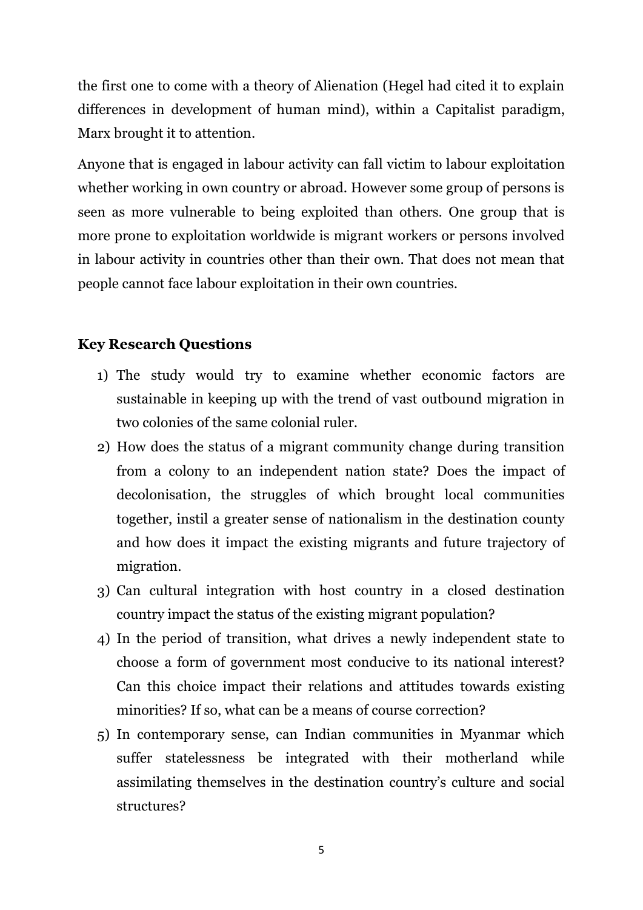the first one to come with a theory of Alienation (Hegel had cited it to explain differences in development of human mind), within a Capitalist paradigm, Marx brought it to attention.

Anyone that is engaged in labour activity can fall victim to labour exploitation whether working in own country or abroad. However some group of persons is seen as more vulnerable to being exploited than others. One group that is more prone to exploitation worldwide is migrant workers or persons involved in labour activity in countries other than their own. That does not mean that people cannot face labour exploitation in their own countries.

**Key Research Questions**

1) The study would try to examine whether economic factors are sustainable in keeping up with the trend of vast outbound migration in two colonies of the same colonial ruler.
2) How does the status of a migrant community change during transition from a colony to an independent nation state? Does the impact of decolonisation, the struggles of which brought local communities together, instil a greater sense of nationalism in the destination county and how does it impact the existing migrants and future trajectory of migration.
3) Can cultural integration with host country in a closed destination country impact the status of the existing migrant population?
4) In the period of transition, what drives a newly independent state to choose a form of government most conducive to its national interest? Can this choice impact their relations and attitudes towards existing minorities? If so, what can be a means of course correction?
5) In contemporary sense, can Indian communities in Myanmar which suffer statelessness be integrated with their motherland while assimilating themselves in the destination country's culture and social structures?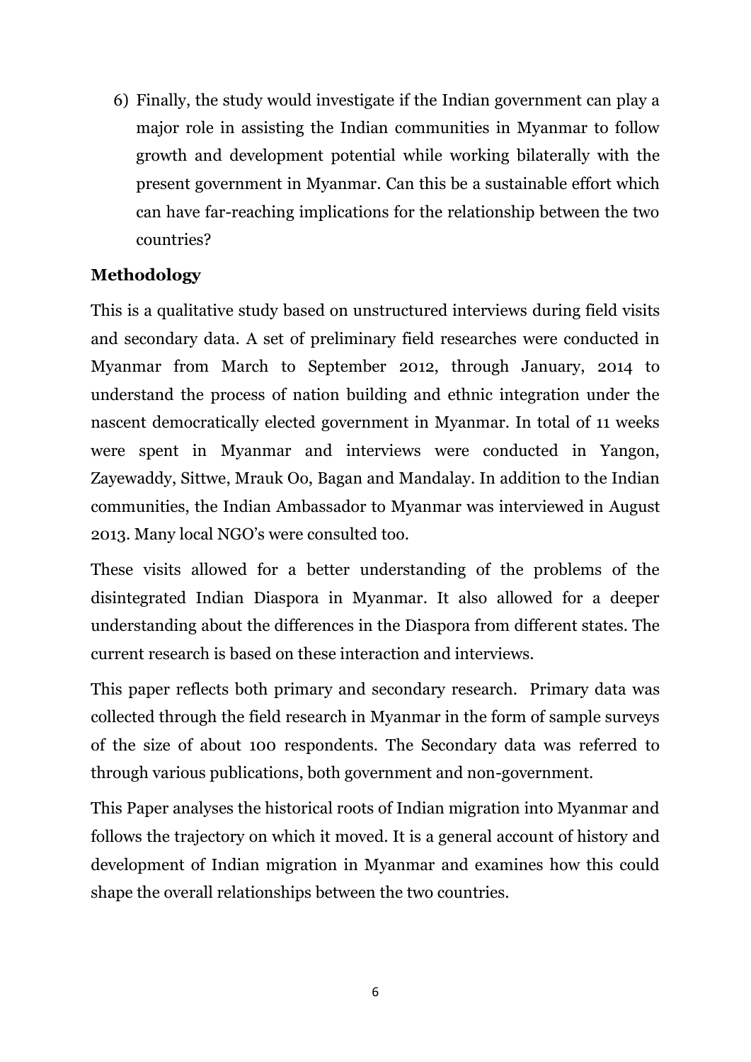6) Finally, the study would investigate if the Indian government can play a major role in assisting the Indian communities in Myanmar to follow growth and development potential while working bilaterally with the present government in Myanmar. Can this be a sustainable effort which can have far-reaching implications for the relationship between the two countries?

## Methodology

This is a qualitative study based on unstructured interviews during field visits and secondary data. A set of preliminary field researches were conducted in Myanmar from March to September 2012, through January, 2014 to understand the process of nation building and ethnic integration under the nascent democratically elected government in Myanmar. In total of 11 weeks were spent in Myanmar and interviews were conducted in Yangon, Zayewaddy, Sittwe, Mrauk Oo, Bagan and Mandalay. In addition to the Indian communities, the Indian Ambassador to Myanmar was interviewed in August 2013. Many local NGO's were consulted too.

These visits allowed for a better understanding of the problems of the disintegrated Indian Diaspora in Myanmar. It also allowed for a deeper understanding about the differences in the Diaspora from different states. The current research is based on these interaction and interviews.

This paper reflects both primary and secondary research. Primary data was collected through the field research in Myanmar in the form of sample surveys of the size of about 100 respondents. The Secondary data was referred to through various publications, both government and non-government.

This Paper analyses the historical roots of Indian migration into Myanmar and follows the trajectory on which it moved. It is a general account of history and development of Indian migration in Myanmar and examines how this could shape the overall relationships between the two countries.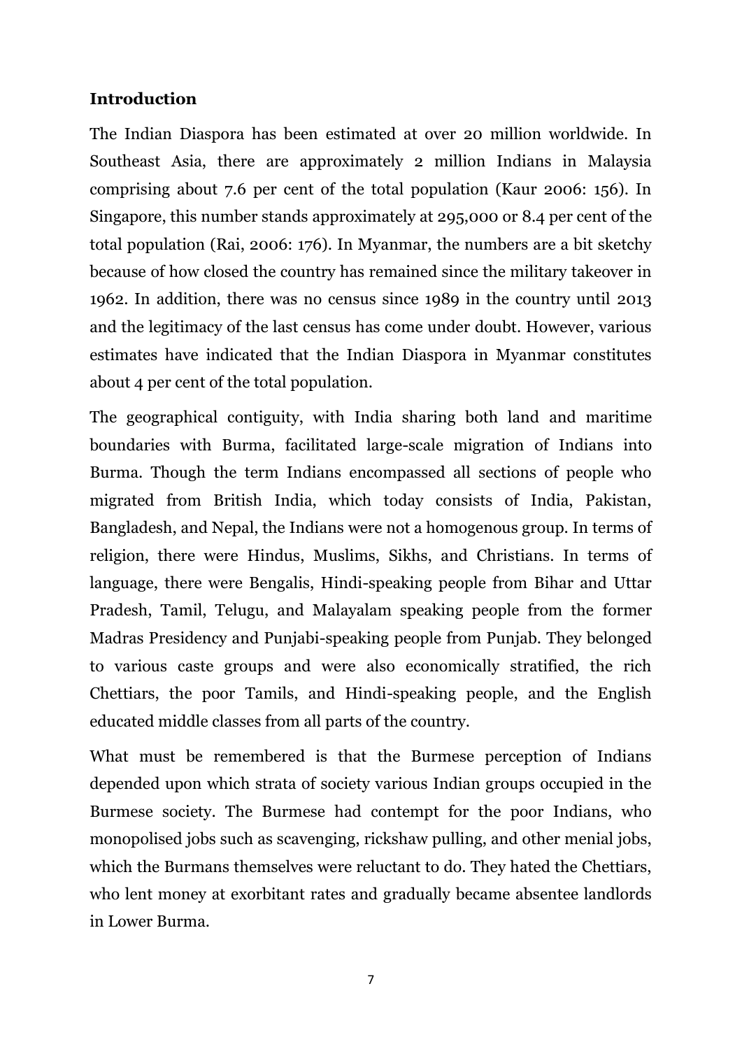**Introduction**

The Indian Diaspora has been estimated at over 20 million worldwide. In Southeast Asia, there are approximately 2 million Indians in Malaysia comprising about 7.6 per cent of the total population (Kaur 2006: 156). In Singapore, this number stands approximately at 295,000 or 8.4 per cent of the total population (Rai, 2006: 176). In Myanmar, the numbers are a bit sketchy because of how closed the country has remained since the military takeover in 1962. In addition, there was no census since 1989 in the country until 2013 and the legitimacy of the last census has come under doubt. However, various estimates have indicated that the Indian Diaspora in Myanmar constitutes about 4 per cent of the total population.

The geographical contiguity, with India sharing both land and maritime boundaries with Burma, facilitated large-scale migration of Indians into Burma. Though the term Indians encompassed all sections of people who migrated from British India, which today consists of India, Pakistan, Bangladesh, and Nepal, the Indians were not a homogenous group. In terms of religion, there were Hindus, Muslims, Sikhs, and Christians. In terms of language, there were Bengalis, Hindi-speaking people from Bihar and Uttar Pradesh, Tamil, Telugu, and Malayalam speaking people from the former Madras Presidency and Punjabi-speaking people from Punjab. They belonged to various caste groups and were also economically stratified, the rich Chettiars, the poor Tamils, and Hindi-speaking people, and the English educated middle classes from all parts of the country.

What must be remembered is that the Burmese perception of Indians depended upon which strata of society various Indian groups occupied in the Burmese society. The Burmese had contempt for the poor Indians, who monopolised jobs such as scavenging, rickshaw pulling, and other menial jobs, which the Burmans themselves were reluctant to do. They hated the Chettiars, who lent money at exorbitant rates and gradually became absentee landlords in Lower Burma.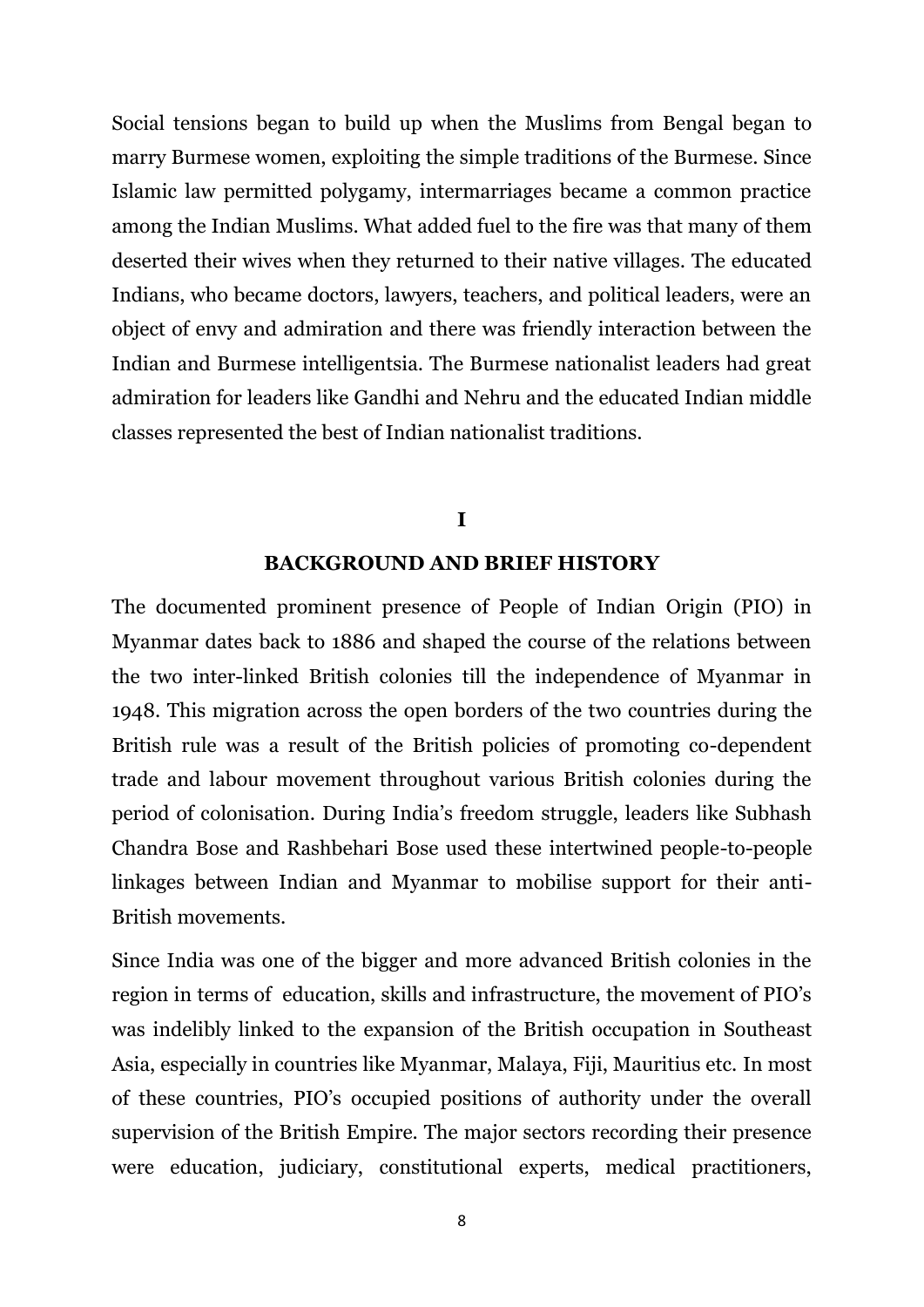Social tensions began to build up when the Muslims from Bengal began to marry Burmese women, exploiting the simple traditions of the Burmese. Since Islamic law permitted polygamy, intermarriages became a common practice among the Indian Muslims. What added fuel to the fire was that many of them deserted their wives when they returned to their native villages. The educated Indians, who became doctors, lawyers, teachers, and political leaders, were an object of envy and admiration and there was friendly interaction between the Indian and Burmese intelligentsia. The Burmese nationalist leaders had great admiration for leaders like Gandhi and Nehru and the educated Indian middle classes represented the best of Indian nationalist traditions.

## I

## BACKGROUND AND BRIEF HISTORY

The documented prominent presence of People of Indian Origin (PIO) in Myanmar dates back to 1886 and shaped the course of the relations between the two inter-linked British colonies till the independence of Myanmar in 1948. This migration across the open borders of the two countries during the British rule was a result of the British policies of promoting co-dependent trade and labour movement throughout various British colonies during the period of colonisation. During India's freedom struggle, leaders like Subhash Chandra Bose and Rashbehari Bose used these intertwined people-to-people linkages between Indian and Myanmar to mobilise support for their anti-British movements.

Since India was one of the bigger and more advanced British colonies in the region in terms of education, skills and infrastructure, the movement of PIO's was indelibly linked to the expansion of the British occupation in Southeast Asia, especially in countries like Myanmar, Malaya, Fiji, Mauritius etc. In most of these countries, PIO's occupied positions of authority under the overall supervision of the British Empire. The major sectors recording their presence were education, judiciary, constitutional experts, medical practitioners,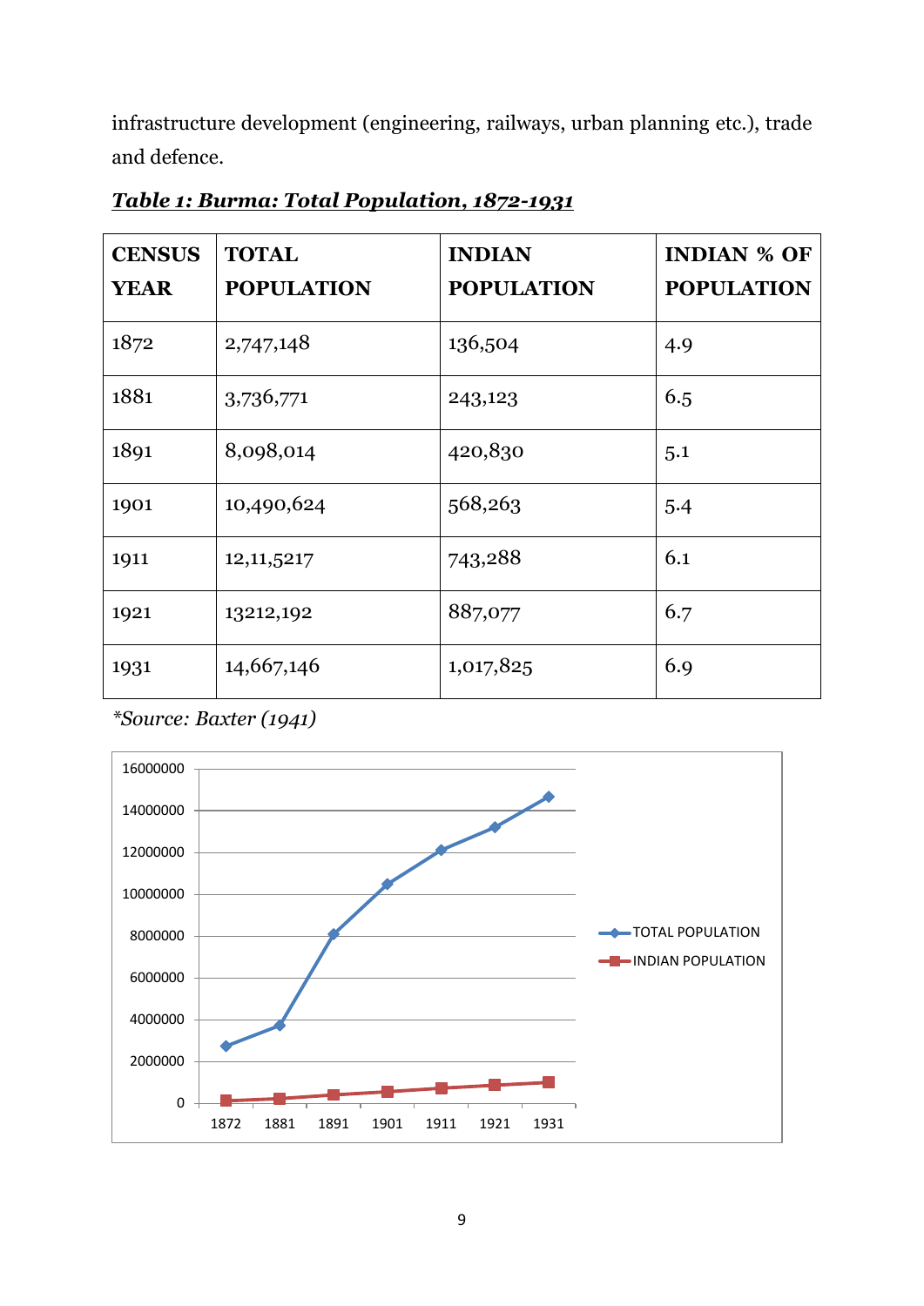infrastructure development (engineering, railways, urban planning etc.), trade and defence.

***Table 1: Burma: Total Population, 1872-1931***

| CENSUS YEAR | TOTAL POPULATION | INDIAN POPULATION | INDIAN % OF POPULATION |
|---|---|---|---|
| 1872 | 2,747,148 | 136,504 | 4.9 |
| 1881 | 3,736,771 | 243,123 | 6.5 |
| 1891 | 8,098,014 | 420,830 | 5.1 |
| 1901 | 10,490,624 | 568,263 | 5.4 |
| 1911 | 12,11,5217 | 743,288 | 6.1 |
| 1921 | 13212,192 | 887,077 | 6.7 |
| 1931 | 14,667,146 | 1,017,825 | 6.9 |

*\*Source: Baxter (1941)*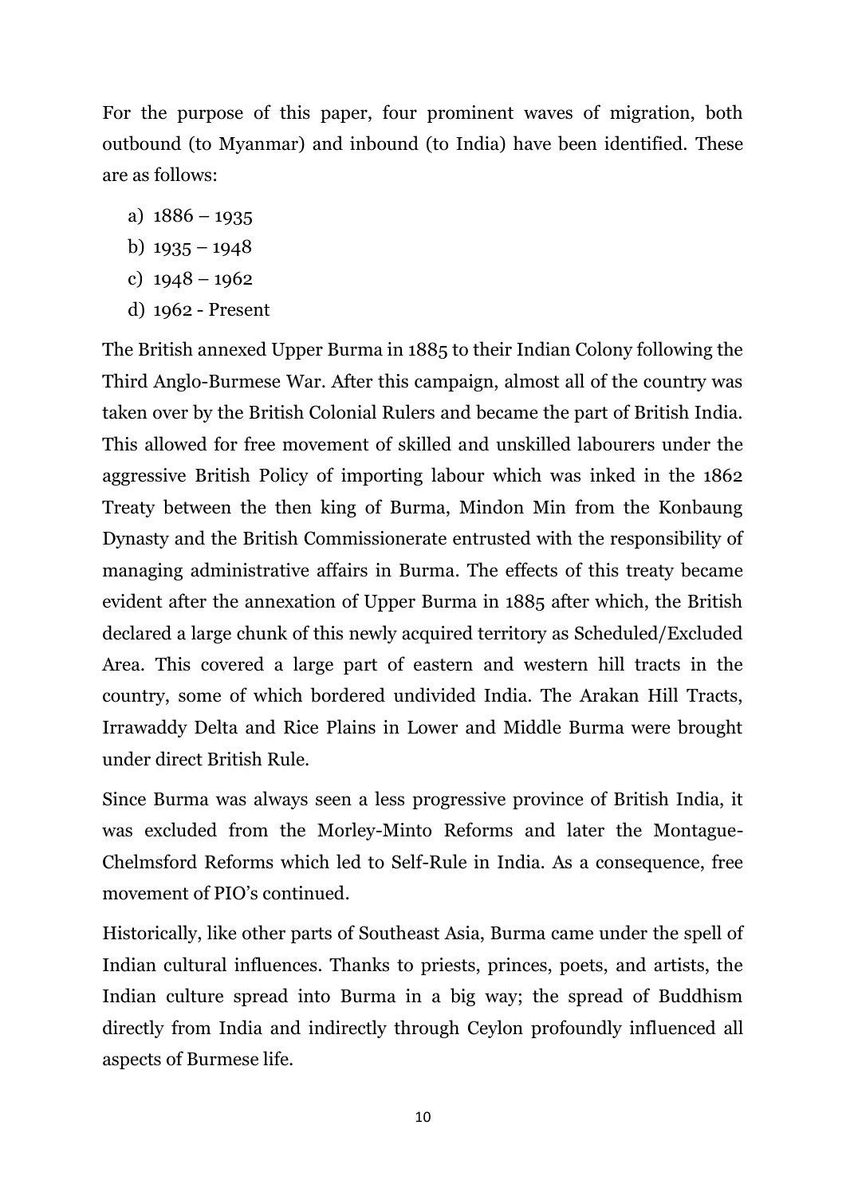For the purpose of this paper, four prominent waves of migration, both outbound (to Myanmar) and inbound (to India) have been identified. These are as follows:

a) 1886 – 1935
b) 1935 – 1948
c) 1948 – 1962
d) 1962 - Present

The British annexed Upper Burma in 1885 to their Indian Colony following the Third Anglo-Burmese War. After this campaign, almost all of the country was taken over by the British Colonial Rulers and became the part of British India. This allowed for free movement of skilled and unskilled labourers under the aggressive British Policy of importing labour which was inked in the 1862 Treaty between the then king of Burma, Mindon Min from the Konbaung Dynasty and the British Commissionerate entrusted with the responsibility of managing administrative affairs in Burma. The effects of this treaty became evident after the annexation of Upper Burma in 1885 after which, the British declared a large chunk of this newly acquired territory as Scheduled/Excluded Area. This covered a large part of eastern and western hill tracts in the country, some of which bordered undivided India. The Arakan Hill Tracts, Irrawaddy Delta and Rice Plains in Lower and Middle Burma were brought under direct British Rule.

Since Burma was always seen a less progressive province of British India, it was excluded from the Morley-Minto Reforms and later the Montague-Chelmsford Reforms which led to Self-Rule in India. As a consequence, free movement of PIO's continued.

Historically, like other parts of Southeast Asia, Burma came under the spell of Indian cultural influences. Thanks to priests, princes, poets, and artists, the Indian culture spread into Burma in a big way; the spread of Buddhism directly from India and indirectly through Ceylon profoundly influenced all aspects of Burmese life.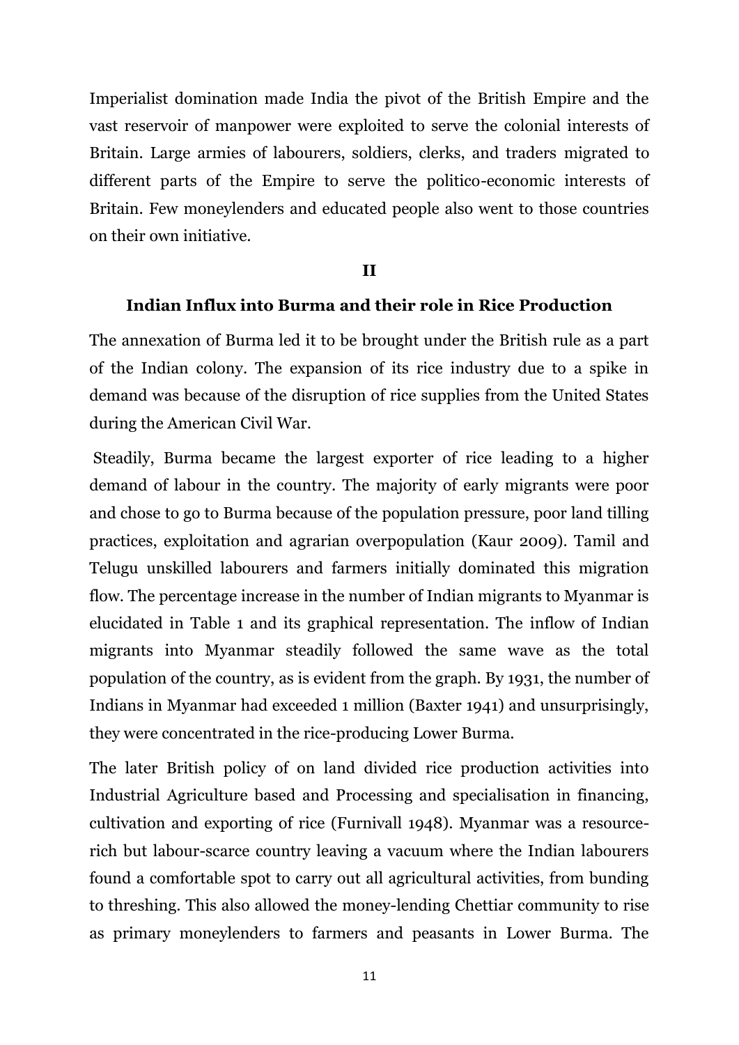Imperialist domination made India the pivot of the British Empire and the vast reservoir of manpower were exploited to serve the colonial interests of Britain. Large armies of labourers, soldiers, clerks, and traders migrated to different parts of the Empire to serve the politico-economic interests of Britain. Few moneylenders and educated people also went to those countries on their own initiative.

## II

### Indian Influx into Burma and their role in Rice Production

The annexation of Burma led it to be brought under the British rule as a part of the Indian colony. The expansion of its rice industry due to a spike in demand was because of the disruption of rice supplies from the United States during the American Civil War.

Steadily, Burma became the largest exporter of rice leading to a higher demand of labour in the country. The majority of early migrants were poor and chose to go to Burma because of the population pressure, poor land tilling practices, exploitation and agrarian overpopulation (Kaur 2009). Tamil and Telugu unskilled labourers and farmers initially dominated this migration flow. The percentage increase in the number of Indian migrants to Myanmar is elucidated in Table 1 and its graphical representation. The inflow of Indian migrants into Myanmar steadily followed the same wave as the total population of the country, as is evident from the graph. By 1931, the number of Indians in Myanmar had exceeded 1 million (Baxter 1941) and unsurprisingly, they were concentrated in the rice-producing Lower Burma.

The later British policy of on land divided rice production activities into Industrial Agriculture based and Processing and specialisation in financing, cultivation and exporting of rice (Furnivall 1948). Myanmar was a resource-rich but labour-scarce country leaving a vacuum where the Indian labourers found a comfortable spot to carry out all agricultural activities, from bunding to threshing. This also allowed the money-lending Chettiar community to rise as primary moneylenders to farmers and peasants in Lower Burma. The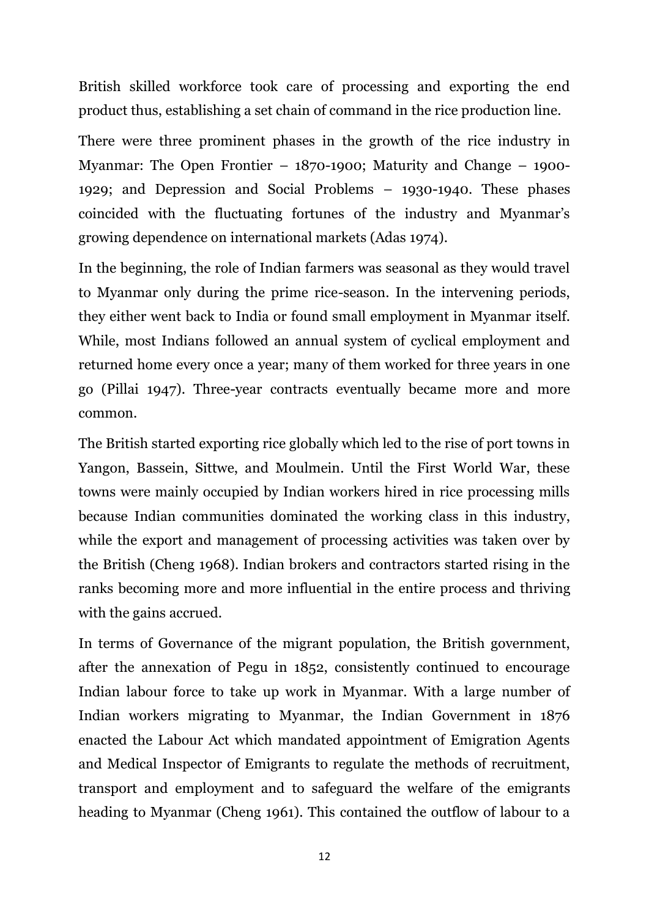British skilled workforce took care of processing and exporting the end product thus, establishing a set chain of command in the rice production line.

There were three prominent phases in the growth of the rice industry in Myanmar: The Open Frontier – 1870-1900; Maturity and Change – 1900-1929; and Depression and Social Problems – 1930-1940. These phases coincided with the fluctuating fortunes of the industry and Myanmar's growing dependence on international markets (Adas 1974).

In the beginning, the role of Indian farmers was seasonal as they would travel to Myanmar only during the prime rice-season. In the intervening periods, they either went back to India or found small employment in Myanmar itself. While, most Indians followed an annual system of cyclical employment and returned home every once a year; many of them worked for three years in one go (Pillai 1947). Three-year contracts eventually became more and more common.

The British started exporting rice globally which led to the rise of port towns in Yangon, Bassein, Sittwe, and Moulmein. Until the First World War, these towns were mainly occupied by Indian workers hired in rice processing mills because Indian communities dominated the working class in this industry, while the export and management of processing activities was taken over by the British (Cheng 1968). Indian brokers and contractors started rising in the ranks becoming more and more influential in the entire process and thriving with the gains accrued.

In terms of Governance of the migrant population, the British government, after the annexation of Pegu in 1852, consistently continued to encourage Indian labour force to take up work in Myanmar. With a large number of Indian workers migrating to Myanmar, the Indian Government in 1876 enacted the Labour Act which mandated appointment of Emigration Agents and Medical Inspector of Emigrants to regulate the methods of recruitment, transport and employment and to safeguard the welfare of the emigrants heading to Myanmar (Cheng 1961). This contained the outflow of labour to a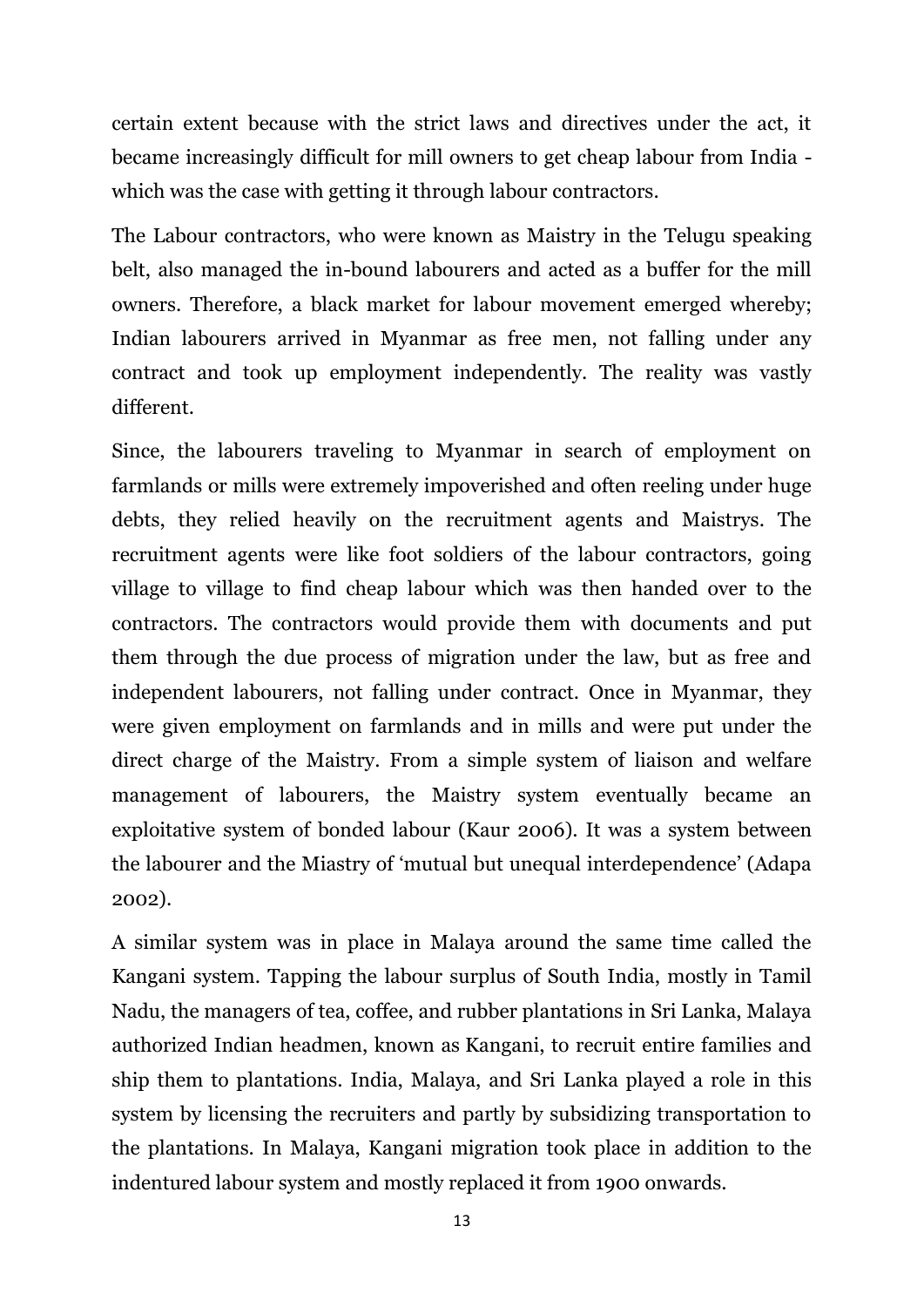certain extent because with the strict laws and directives under the act, it became increasingly difficult for mill owners to get cheap labour from India - which was the case with getting it through labour contractors.

The Labour contractors, who were known as Maistry in the Telugu speaking belt, also managed the in-bound labourers and acted as a buffer for the mill owners. Therefore, a black market for labour movement emerged whereby; Indian labourers arrived in Myanmar as free men, not falling under any contract and took up employment independently. The reality was vastly different.

Since, the labourers traveling to Myanmar in search of employment on farmlands or mills were extremely impoverished and often reeling under huge debts, they relied heavily on the recruitment agents and Maistrys. The recruitment agents were like foot soldiers of the labour contractors, going village to village to find cheap labour which was then handed over to the contractors. The contractors would provide them with documents and put them through the due process of migration under the law, but as free and independent labourers, not falling under contract. Once in Myanmar, they were given employment on farmlands and in mills and were put under the direct charge of the Maistry. From a simple system of liaison and welfare management of labourers, the Maistry system eventually became an exploitative system of bonded labour (Kaur 2006). It was a system between the labourer and the Miastry of 'mutual but unequal interdependence' (Adapa 2002).

A similar system was in place in Malaya around the same time called the Kangani system. Tapping the labour surplus of South India, mostly in Tamil Nadu, the managers of tea, coffee, and rubber plantations in Sri Lanka, Malaya authorized Indian headmen, known as Kangani, to recruit entire families and ship them to plantations. India, Malaya, and Sri Lanka played a role in this system by licensing the recruiters and partly by subsidizing transportation to the plantations. In Malaya, Kangani migration took place in addition to the indentured labour system and mostly replaced it from 1900 onwards.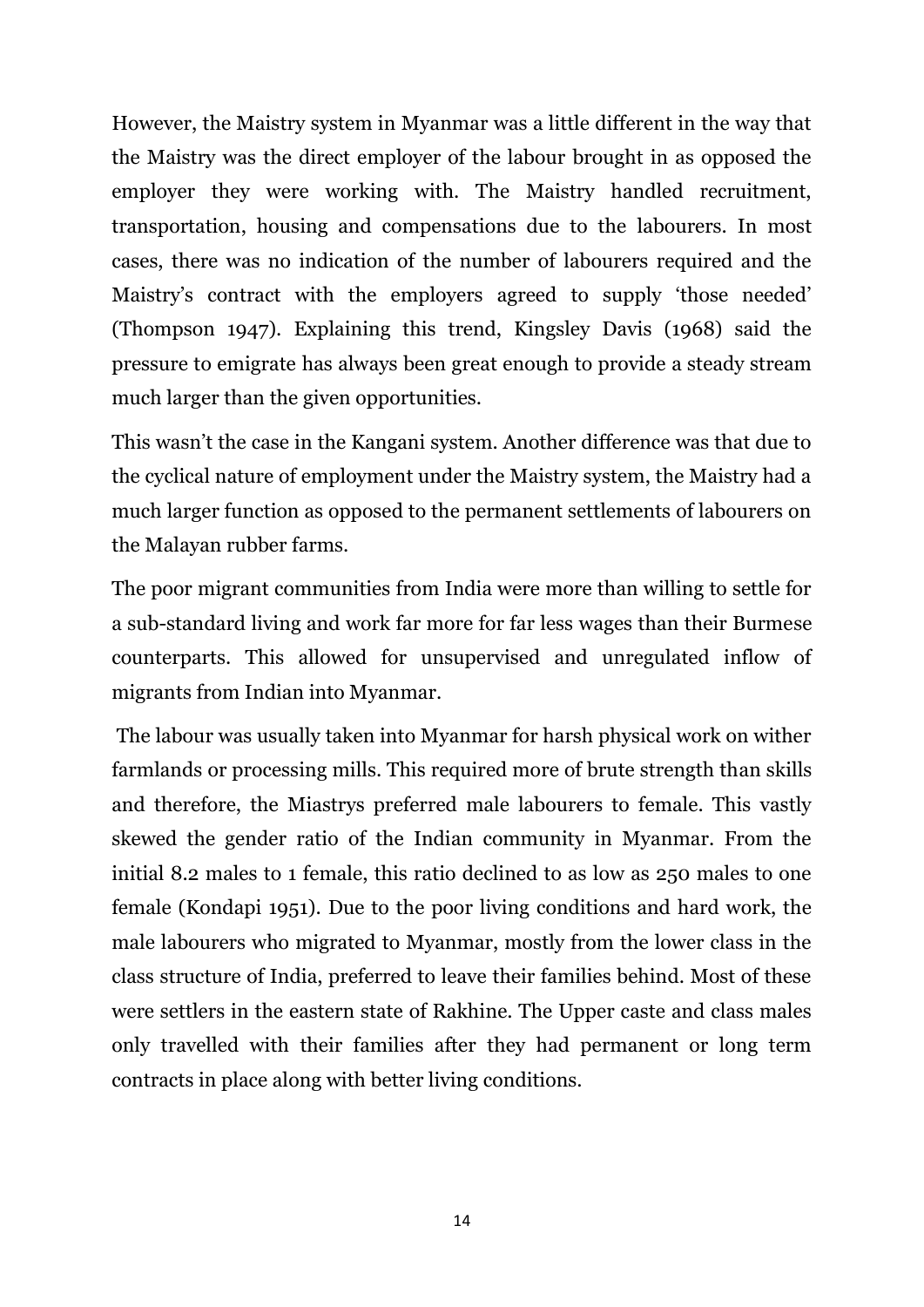However, the Maistry system in Myanmar was a little different in the way that the Maistry was the direct employer of the labour brought in as opposed the employer they were working with. The Maistry handled recruitment, transportation, housing and compensations due to the labourers. In most cases, there was no indication of the number of labourers required and the Maistry's contract with the employers agreed to supply 'those needed' (Thompson 1947). Explaining this trend, Kingsley Davis (1968) said the pressure to emigrate has always been great enough to provide a steady stream much larger than the given opportunities.

This wasn't the case in the Kangani system. Another difference was that due to the cyclical nature of employment under the Maistry system, the Maistry had a much larger function as opposed to the permanent settlements of labourers on the Malayan rubber farms.

The poor migrant communities from India were more than willing to settle for a sub-standard living and work far more for far less wages than their Burmese counterparts. This allowed for unsupervised and unregulated inflow of migrants from Indian into Myanmar.

The labour was usually taken into Myanmar for harsh physical work on wither farmlands or processing mills. This required more of brute strength than skills and therefore, the Miastrys preferred male labourers to female. This vastly skewed the gender ratio of the Indian community in Myanmar. From the initial 8.2 males to 1 female, this ratio declined to as low as 250 males to one female (Kondapi 1951). Due to the poor living conditions and hard work, the male labourers who migrated to Myanmar, mostly from the lower class in the class structure of India, preferred to leave their families behind. Most of these were settlers in the eastern state of Rakhine. The Upper caste and class males only travelled with their families after they had permanent or long term contracts in place along with better living conditions.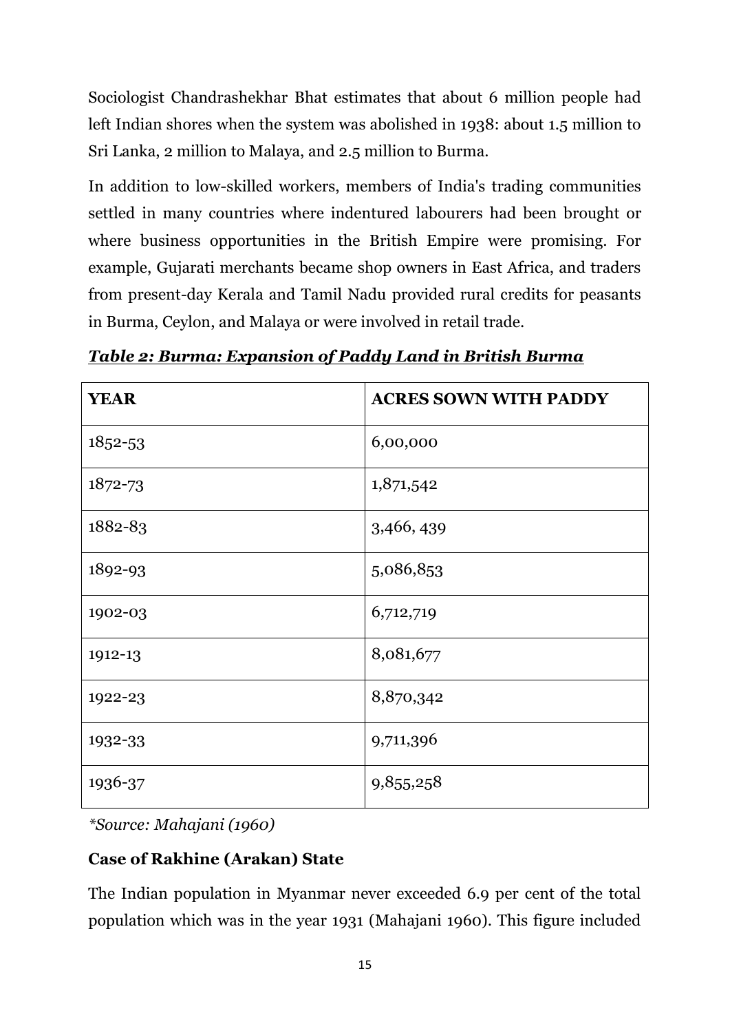Sociologist Chandrashekhar Bhat estimates that about 6 million people had left Indian shores when the system was abolished in 1938: about 1.5 million to Sri Lanka, 2 million to Malaya, and 2.5 million to Burma.

In addition to low-skilled workers, members of India's trading communities settled in many countries where indentured labourers had been brought or where business opportunities in the British Empire were promising. For example, Gujarati merchants became shop owners in East Africa, and traders from present-day Kerala and Tamil Nadu provided rural credits for peasants in Burma, Ceylon, and Malaya or were involved in retail trade.

***Table 2: Burma: Expansion of Paddy Land in British Burma***

| **YEAR** | **ACRES SOWN WITH PADDY** |
| --- | --- |
| 1852-53 | 6,00,000 |
| 1872-73 | 1,871,542 |
| 1882-83 | 3,466, 439 |
| 1892-93 | 5,086,853 |
| 1902-03 | 6,712,719 |
| 1912-13 | 8,081,677 |
| 1922-23 | 8,870,342 |
| 1932-33 | 9,711,396 |
| 1936-37 | 9,855,258 |

*\*Source: Mahajani (1960)*

**Case of Rakhine (Arakan) State**

The Indian population in Myanmar never exceeded 6.9 per cent of the total population which was in the year 1931 (Mahajani 1960). This figure included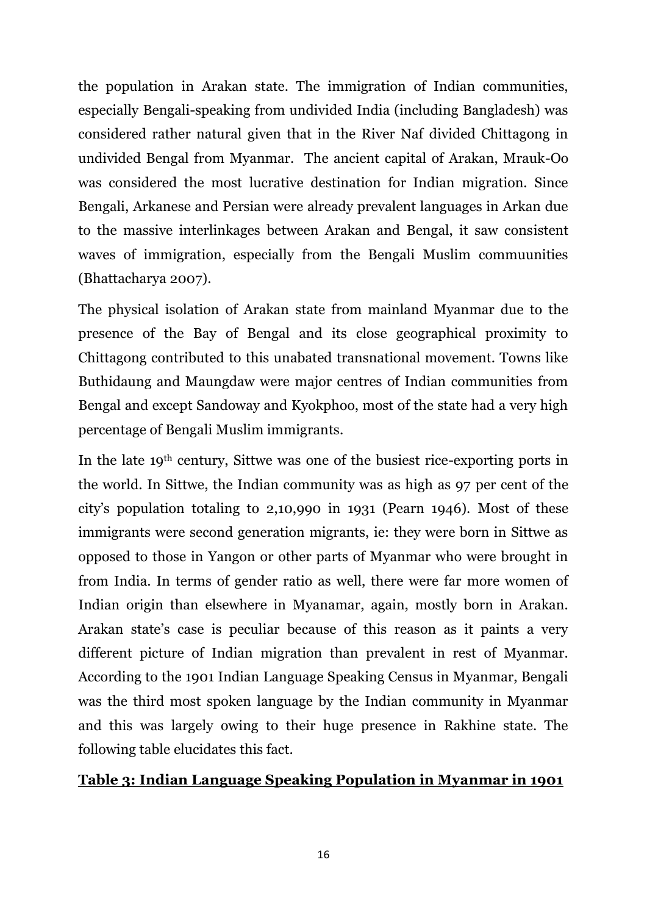the population in Arakan state. The immigration of Indian communities, especially Bengali-speaking from undivided India (including Bangladesh) was considered rather natural given that in the River Naf divided Chittagong in undivided Bengal from Myanmar. The ancient capital of Arakan, Mrauk-Oo was considered the most lucrative destination for Indian migration. Since Bengali, Arkanese and Persian were already prevalent languages in Arkan due to the massive interlinkages between Arakan and Bengal, it saw consistent waves of immigration, especially from the Bengali Muslim commuunities (Bhattacharya 2007).

The physical isolation of Arakan state from mainland Myanmar due to the presence of the Bay of Bengal and its close geographical proximity to Chittagong contributed to this unabated transnational movement. Towns like Buthidaung and Maungdaw were major centres of Indian communities from Bengal and except Sandoway and Kyokphoo, most of the state had a very high percentage of Bengali Muslim immigrants.

In the late 19th century, Sittwe was one of the busiest rice-exporting ports in the world. In Sittwe, the Indian community was as high as 97 per cent of the city's population totaling to 2,10,990 in 1931 (Pearn 1946). Most of these immigrants were second generation migrants, ie: they were born in Sittwe as opposed to those in Yangon or other parts of Myanmar who were brought in from India. In terms of gender ratio as well, there were far more women of Indian origin than elsewhere in Myanamar, again, mostly born in Arakan. Arakan state's case is peculiar because of this reason as it paints a very different picture of Indian migration than prevalent in rest of Myanmar. According to the 1901 Indian Language Speaking Census in Myanmar, Bengali was the third most spoken language by the Indian community in Myanmar and this was largely owing to their huge presence in Rakhine state. The following table elucidates this fact.

**Table 3: Indian Language Speaking Population in Myanmar in 1901**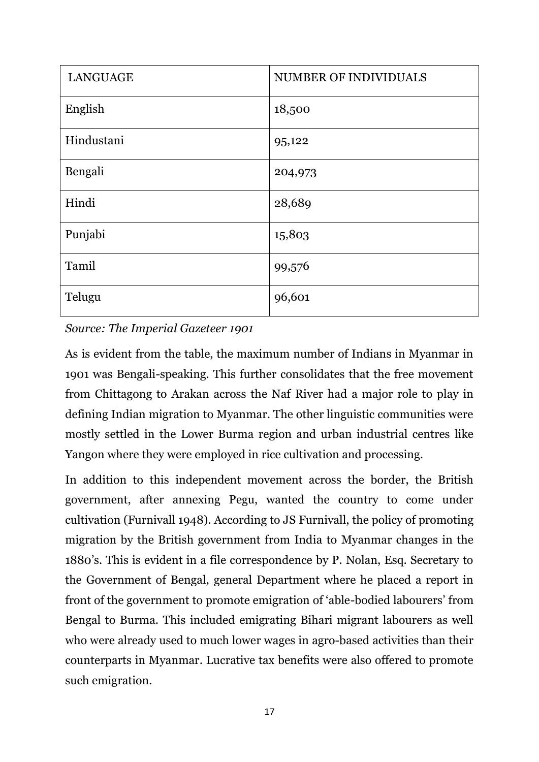| LANGUAGE | NUMBER OF INDIVIDUALS |
|---|---|
| English | 18,500 |
| Hindustani | 95,122 |
| Bengali | 204,973 |
| Hindi | 28,689 |
| Punjabi | 15,803 |
| Tamil | 99,576 |
| Telugu | 96,601 |

*Source: The Imperial Gazeteer 1901*

As is evident from the table, the maximum number of Indians in Myanmar in 1901 was Bengali-speaking. This further consolidates that the free movement from Chittagong to Arakan across the Naf River had a major role to play in defining Indian migration to Myanmar. The other linguistic communities were mostly settled in the Lower Burma region and urban industrial centres like Yangon where they were employed in rice cultivation and processing.

In addition to this independent movement across the border, the British government, after annexing Pegu, wanted the country to come under cultivation (Furnivall 1948). According to JS Furnivall, the policy of promoting migration by the British government from India to Myanmar changes in the 1880's. This is evident in a file correspondence by P. Nolan, Esq. Secretary to the Government of Bengal, general Department where he placed a report in front of the government to promote emigration of 'able-bodied labourers' from Bengal to Burma. This included emigrating Bihari migrant labourers as well who were already used to much lower wages in agro-based activities than their counterparts in Myanmar. Lucrative tax benefits were also offered to promote such emigration.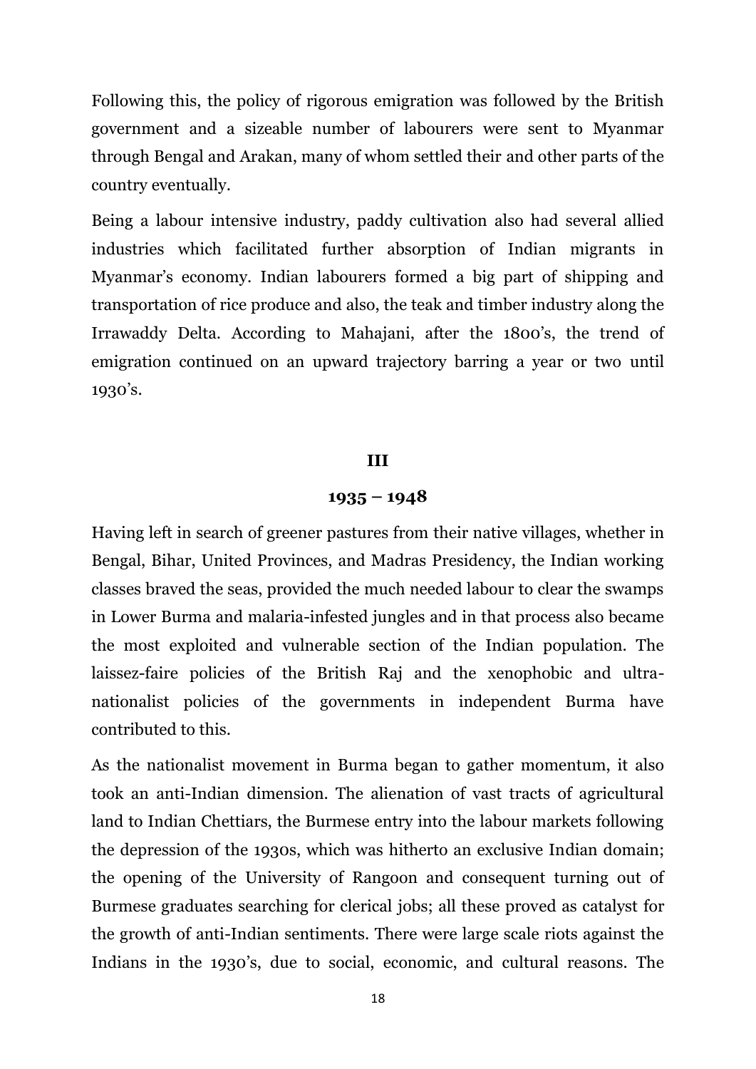Following this, the policy of rigorous emigration was followed by the British government and a sizeable number of labourers were sent to Myanmar through Bengal and Arakan, many of whom settled their and other parts of the country eventually.

Being a labour intensive industry, paddy cultivation also had several allied industries which facilitated further absorption of Indian migrants in Myanmar's economy. Indian labourers formed a big part of shipping and transportation of rice produce and also, the teak and timber industry along the Irrawaddy Delta. According to Mahajani, after the 1800's, the trend of emigration continued on an upward trajectory barring a year or two until 1930's.

## III

## 1935 – 1948

Having left in search of greener pastures from their native villages, whether in Bengal, Bihar, United Provinces, and Madras Presidency, the Indian working classes braved the seas, provided the much needed labour to clear the swamps in Lower Burma and malaria-infested jungles and in that process also became the most exploited and vulnerable section of the Indian population. The laissez-faire policies of the British Raj and the xenophobic and ultra-nationalist policies of the governments in independent Burma have contributed to this.

As the nationalist movement in Burma began to gather momentum, it also took an anti-Indian dimension. The alienation of vast tracts of agricultural land to Indian Chettiars, the Burmese entry into the labour markets following the depression of the 1930s, which was hitherto an exclusive Indian domain; the opening of the University of Rangoon and consequent turning out of Burmese graduates searching for clerical jobs; all these proved as catalyst for the growth of anti-Indian sentiments. There were large scale riots against the Indians in the 1930's, due to social, economic, and cultural reasons. The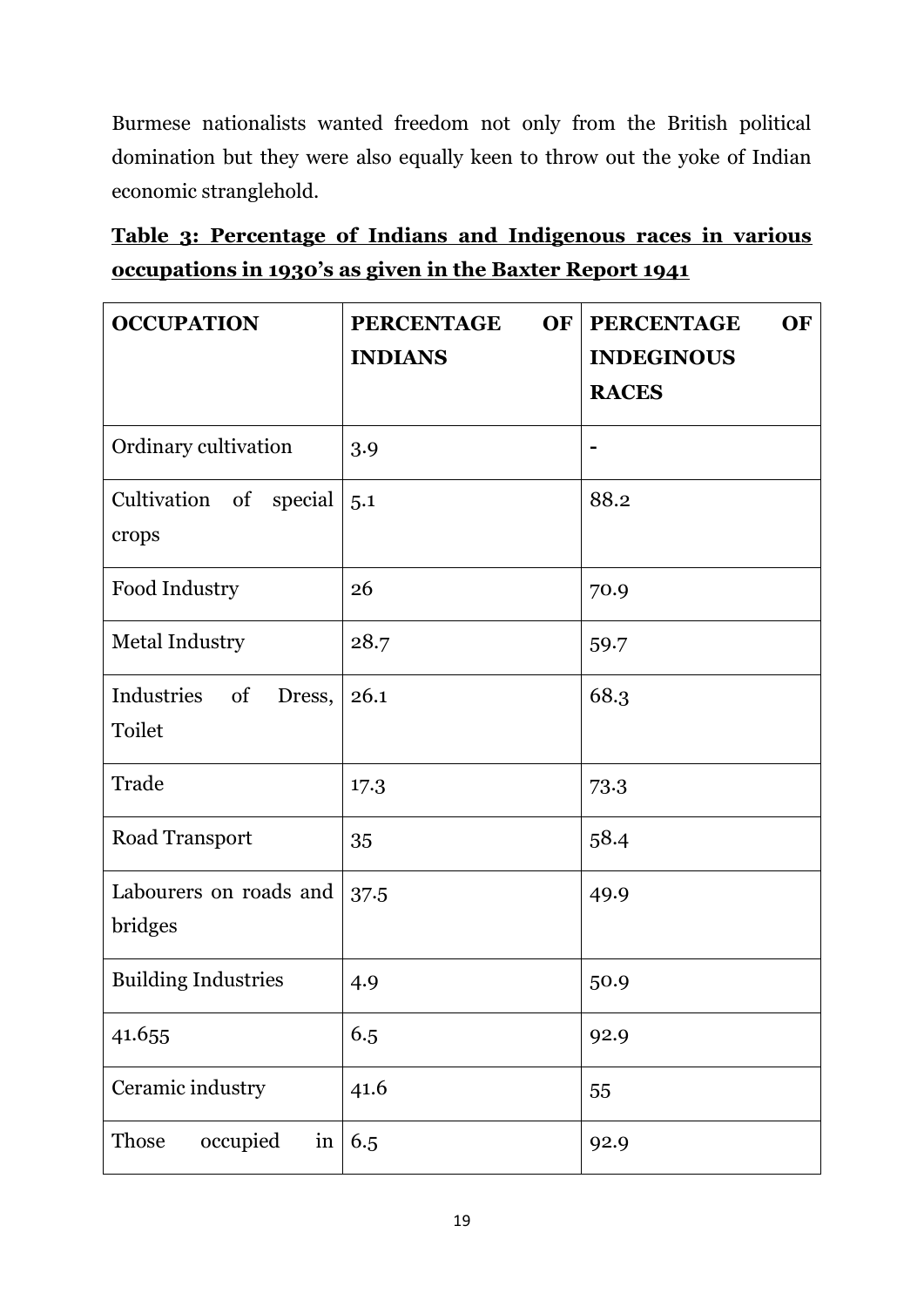Burmese nationalists wanted freedom not only from the British political domination but they were also equally keen to throw out the yoke of Indian economic stranglehold.

**Table 3: Percentage of Indians and Indigenous races in various occupations in 1930's as given in the Baxter Report 1941**

| OCCUPATION | PERCENTAGE OF INDIANS | PERCENTAGE OF INDEGINOUS RACES |
|---|---|---|
| Ordinary cultivation | 3.9 | - |
| Cultivation of special crops | 5.1 | 88.2 |
| Food Industry | 26 | 70.9 |
| Metal Industry | 28.7 | 59.7 |
| Industries of Dress, Toilet | 26.1 | 68.3 |
| Trade | 17.3 | 73.3 |
| Road Transport | 35 | 58.4 |
| Labourers on roads and bridges | 37.5 | 49.9 |
| Building Industries | 4.9 | 50.9 |
| 41.655 | 6.5 | 92.9 |
| Ceramic industry | 41.6 | 55 |
| Those occupied in | 6.5 | 92.9 |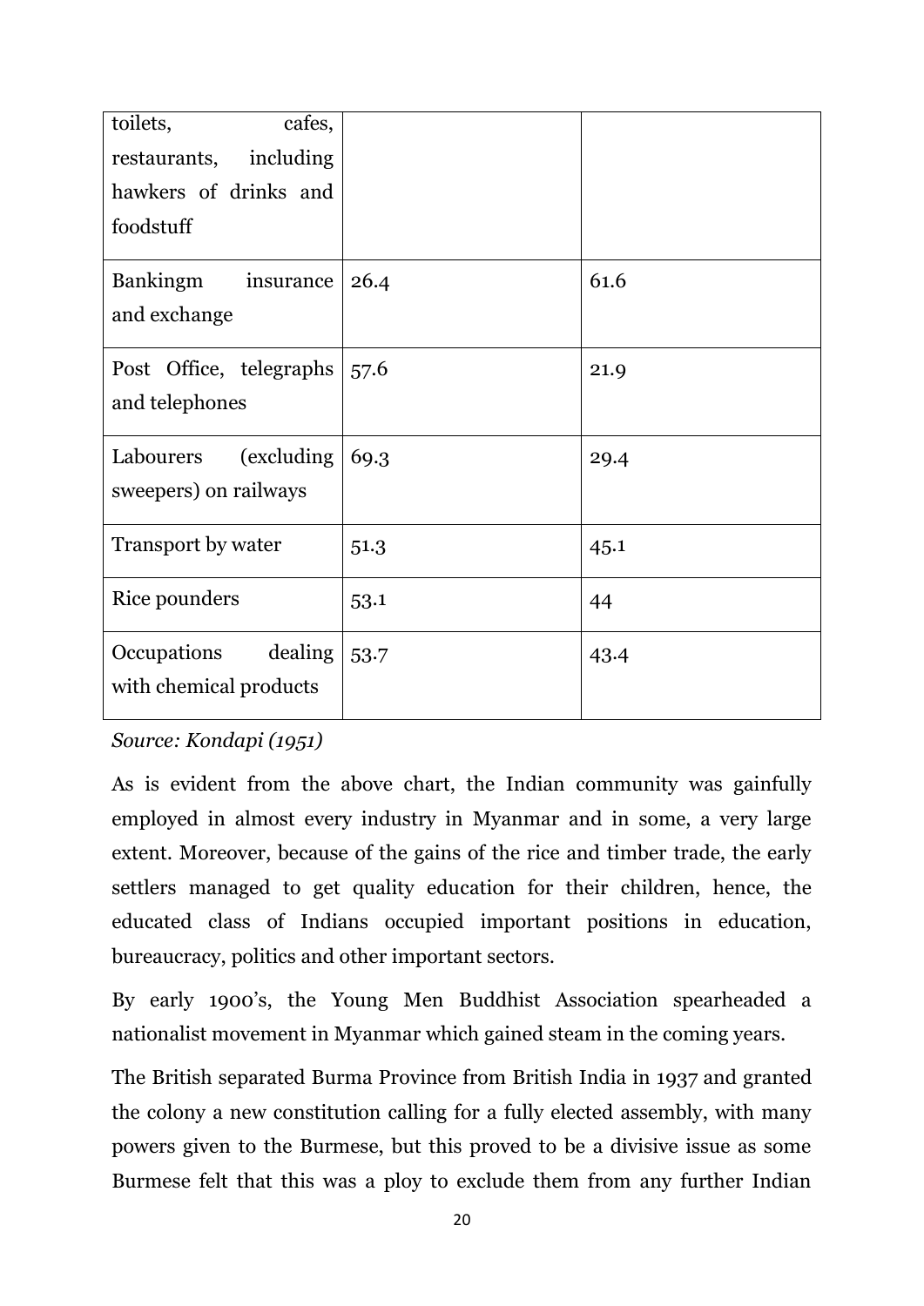| | | |
|---|---|---|
| toilets, cafes, restaurants, including hawkers of drinks and foodstuff | | |
| Bankingm insurance and exchange | 26.4 | 61.6 |
| Post Office, telegraphs and telephones | 57.6 | 21.9 |
| Labourers (excluding sweepers) on railways | 69.3 | 29.4 |
| Transport by water | 51.3 | 45.1 |
| Rice pounders | 53.1 | 44 |
| Occupations dealing with chemical products | 53.7 | 43.4 |

*Source: Kondapi (1951)*

As is evident from the above chart, the Indian community was gainfully employed in almost every industry in Myanmar and in some, a very large extent. Moreover, because of the gains of the rice and timber trade, the early settlers managed to get quality education for their children, hence, the educated class of Indians occupied important positions in education, bureaucracy, politics and other important sectors.

By early 1900's, the Young Men Buddhist Association spearheaded a nationalist movement in Myanmar which gained steam in the coming years.

The British separated Burma Province from British India in 1937 and granted the colony a new constitution calling for a fully elected assembly, with many powers given to the Burmese, but this proved to be a divisive issue as some Burmese felt that this was a ploy to exclude them from any further Indian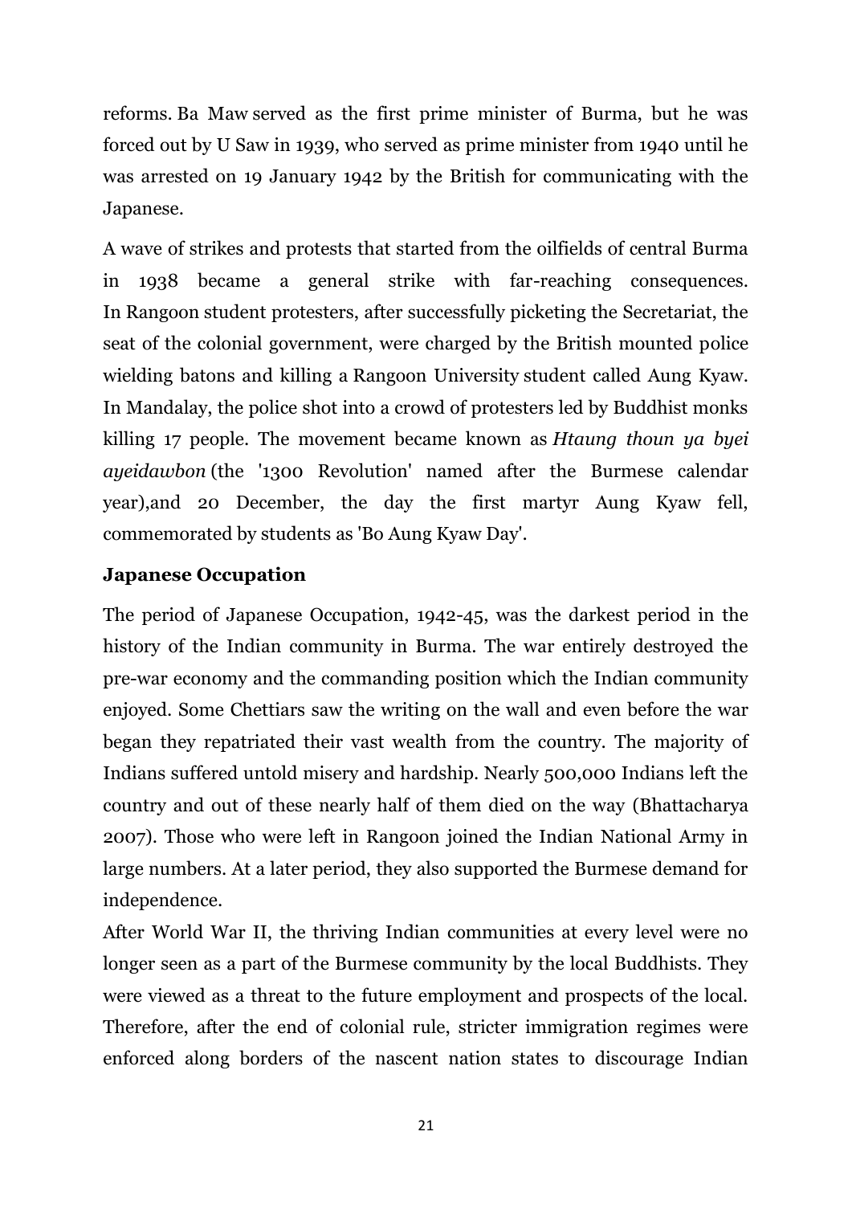reforms. Ba Maw served as the first prime minister of Burma, but he was forced out by U Saw in 1939, who served as prime minister from 1940 until he was arrested on 19 January 1942 by the British for communicating with the Japanese.

A wave of strikes and protests that started from the oilfields of central Burma in 1938 became a general strike with far-reaching consequences. In Rangoon student protesters, after successfully picketing the Secretariat, the seat of the colonial government, were charged by the British mounted police wielding batons and killing a Rangoon University student called Aung Kyaw. In Mandalay, the police shot into a crowd of protesters led by Buddhist monks killing 17 people. The movement became known as *Htaung thoun ya byei ayeidawbon* (the '1300 Revolution' named after the Burmese calendar year),and 20 December, the day the first martyr Aung Kyaw fell, commemorated by students as 'Bo Aung Kyaw Day'.

**Japanese Occupation**

The period of Japanese Occupation, 1942-45, was the darkest period in the history of the Indian community in Burma. The war entirely destroyed the pre-war economy and the commanding position which the Indian community enjoyed. Some Chettiars saw the writing on the wall and even before the war began they repatriated their vast wealth from the country. The majority of Indians suffered untold misery and hardship. Nearly 500,000 Indians left the country and out of these nearly half of them died on the way (Bhattacharya 2007). Those who were left in Rangoon joined the Indian National Army in large numbers. At a later period, they also supported the Burmese demand for independence.

After World War II, the thriving Indian communities at every level were no longer seen as a part of the Burmese community by the local Buddhists. They were viewed as a threat to the future employment and prospects of the local. Therefore, after the end of colonial rule, stricter immigration regimes were enforced along borders of the nascent nation states to discourage Indian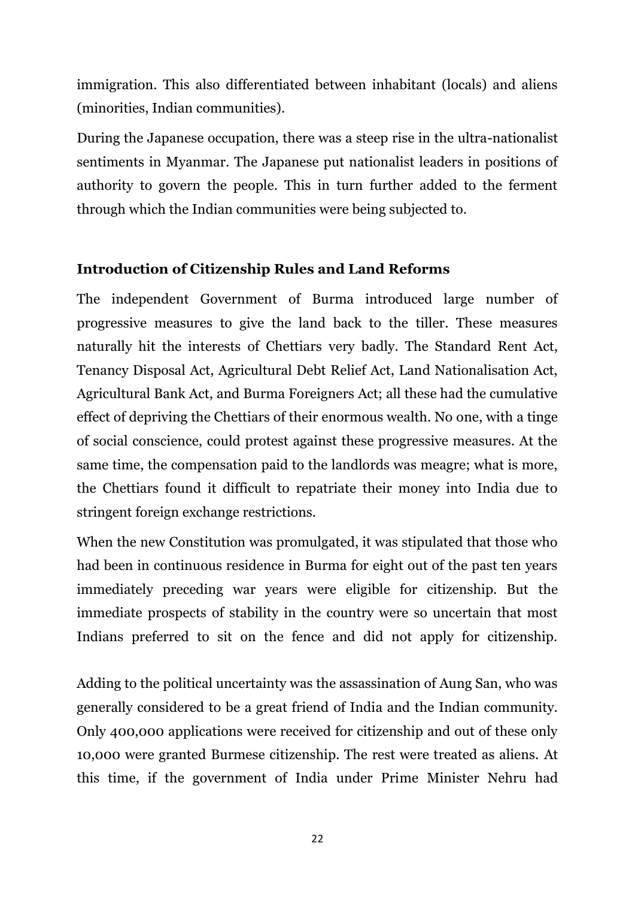immigration. This also differentiated between inhabitant (locals) and aliens (minorities, Indian communities).

During the Japanese occupation, there was a steep rise in the ultra-nationalist sentiments in Myanmar. The Japanese put nationalist leaders in positions of authority to govern the people. This in turn further added to the ferment through which the Indian communities were being subjected to.

### Introduction of Citizenship Rules and Land Reforms

The independent Government of Burma introduced large number of progressive measures to give the land back to the tiller. These measures naturally hit the interests of Chettiars very badly. The Standard Rent Act, Tenancy Disposal Act, Agricultural Debt Relief Act, Land Nationalisation Act, Agricultural Bank Act, and Burma Foreigners Act; all these had the cumulative effect of depriving the Chettiars of their enormous wealth. No one, with a tinge of social conscience, could protest against these progressive measures. At the same time, the compensation paid to the landlords was meagre; what is more, the Chettiars found it difficult to repatriate their money into India due to stringent foreign exchange restrictions.

When the new Constitution was promulgated, it was stipulated that those who had been in continuous residence in Burma for eight out of the past ten years immediately preceding war years were eligible for citizenship. But the immediate prospects of stability in the country were so uncertain that most Indians preferred to sit on the fence and did not apply for citizenship.

Adding to the political uncertainty was the assassination of Aung San, who was generally considered to be a great friend of India and the Indian community. Only 400,000 applications were received for citizenship and out of these only 10,000 were granted Burmese citizenship. The rest were treated as aliens. At this time, if the government of India under Prime Minister Nehru had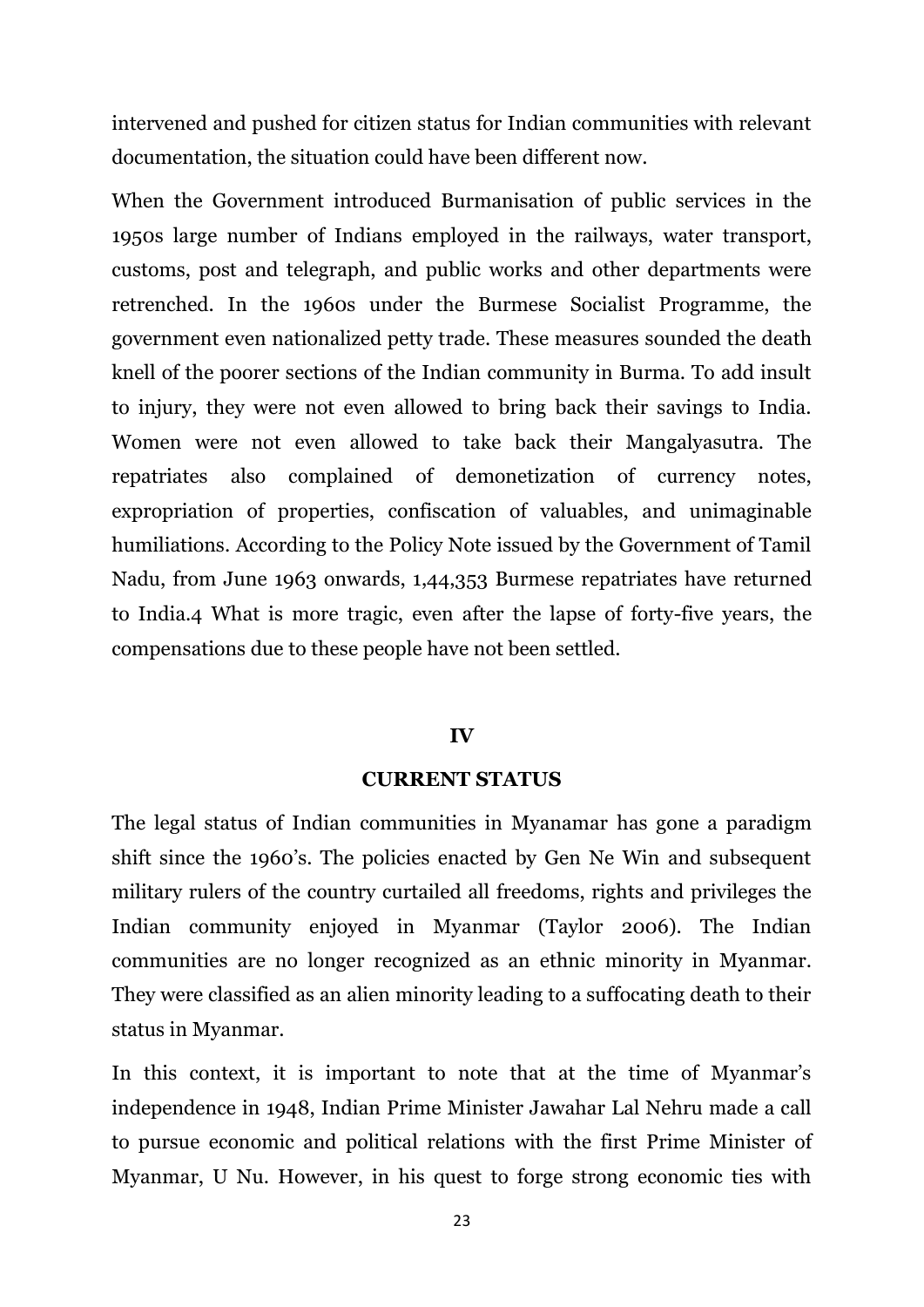intervened and pushed for citizen status for Indian communities with relevant documentation, the situation could have been different now.

When the Government introduced Burmanisation of public services in the 1950s large number of Indians employed in the railways, water transport, customs, post and telegraph, and public works and other departments were retrenched. In the 1960s under the Burmese Socialist Programme, the government even nationalized petty trade. These measures sounded the death knell of the poorer sections of the Indian community in Burma. To add insult to injury, they were not even allowed to bring back their savings to India. Women were not even allowed to take back their Mangalyasutra. The repatriates also complained of demonetization of currency notes, expropriation of properties, confiscation of valuables, and unimaginable humiliations. According to the Policy Note issued by the Government of Tamil Nadu, from June 1963 onwards, 1,44,353 Burmese repatriates have returned to India.[4] What is more tragic, even after the lapse of forty-five years, the compensations due to these people have not been settled.

## IV

## CURRENT STATUS

The legal status of Indian communities in Myanamar has gone a paradigm shift since the 1960's. The policies enacted by Gen Ne Win and subsequent military rulers of the country curtailed all freedoms, rights and privileges the Indian community enjoyed in Myanmar (Taylor 2006). The Indian communities are no longer recognized as an ethnic minority in Myanmar. They were classified as an alien minority leading to a suffocating death to their status in Myanmar.

In this context, it is important to note that at the time of Myanmar's independence in 1948, Indian Prime Minister Jawahar Lal Nehru made a call to pursue economic and political relations with the first Prime Minister of Myanmar, U Nu. However, in his quest to forge strong economic ties with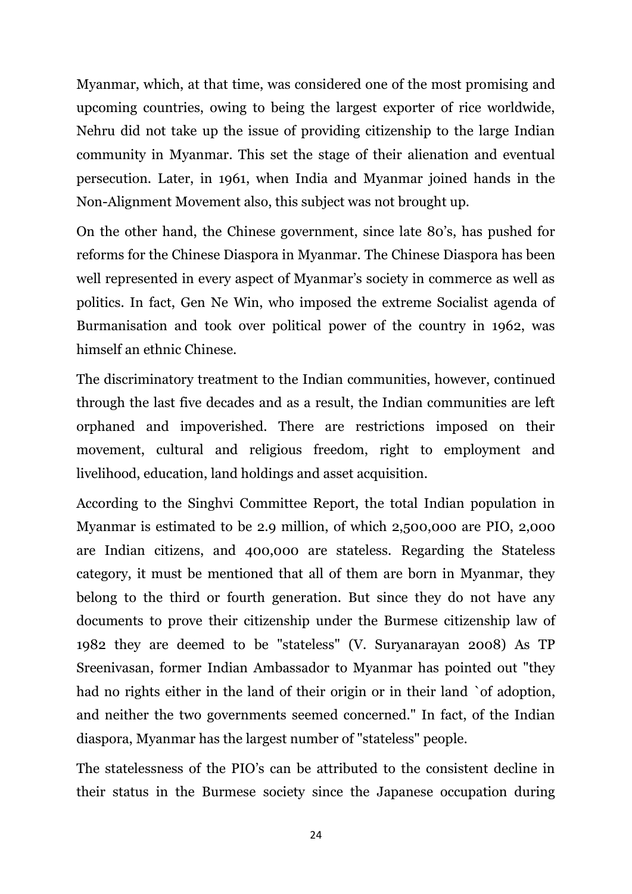Myanmar, which, at that time, was considered one of the most promising and upcoming countries, owing to being the largest exporter of rice worldwide, Nehru did not take up the issue of providing citizenship to the large Indian community in Myanmar. This set the stage of their alienation and eventual persecution. Later, in 1961, when India and Myanmar joined hands in the Non-Alignment Movement also, this subject was not brought up.

On the other hand, the Chinese government, since late 80's, has pushed for reforms for the Chinese Diaspora in Myanmar. The Chinese Diaspora has been well represented in every aspect of Myanmar's society in commerce as well as politics. In fact, Gen Ne Win, who imposed the extreme Socialist agenda of Burmanisation and took over political power of the country in 1962, was himself an ethnic Chinese.

The discriminatory treatment to the Indian communities, however, continued through the last five decades and as a result, the Indian communities are left orphaned and impoverished. There are restrictions imposed on their movement, cultural and religious freedom, right to employment and livelihood, education, land holdings and asset acquisition.

According to the Singhvi Committee Report, the total Indian population in Myanmar is estimated to be 2.9 million, of which 2,500,000 are PIO, 2,000 are Indian citizens, and 400,000 are stateless. Regarding the Stateless category, it must be mentioned that all of them are born in Myanmar, they belong to the third or fourth generation. But since they do not have any documents to prove their citizenship under the Burmese citizenship law of 1982 they are deemed to be "stateless" (V. Suryanarayan 2008) As TP Sreenivasan, former Indian Ambassador to Myanmar has pointed out "they had no rights either in the land of their origin or in their land `of adoption, and neither the two governments seemed concerned." In fact, of the Indian diaspora, Myanmar has the largest number of "stateless" people.

The statelessness of the PIO's can be attributed to the consistent decline in their status in the Burmese society since the Japanese occupation during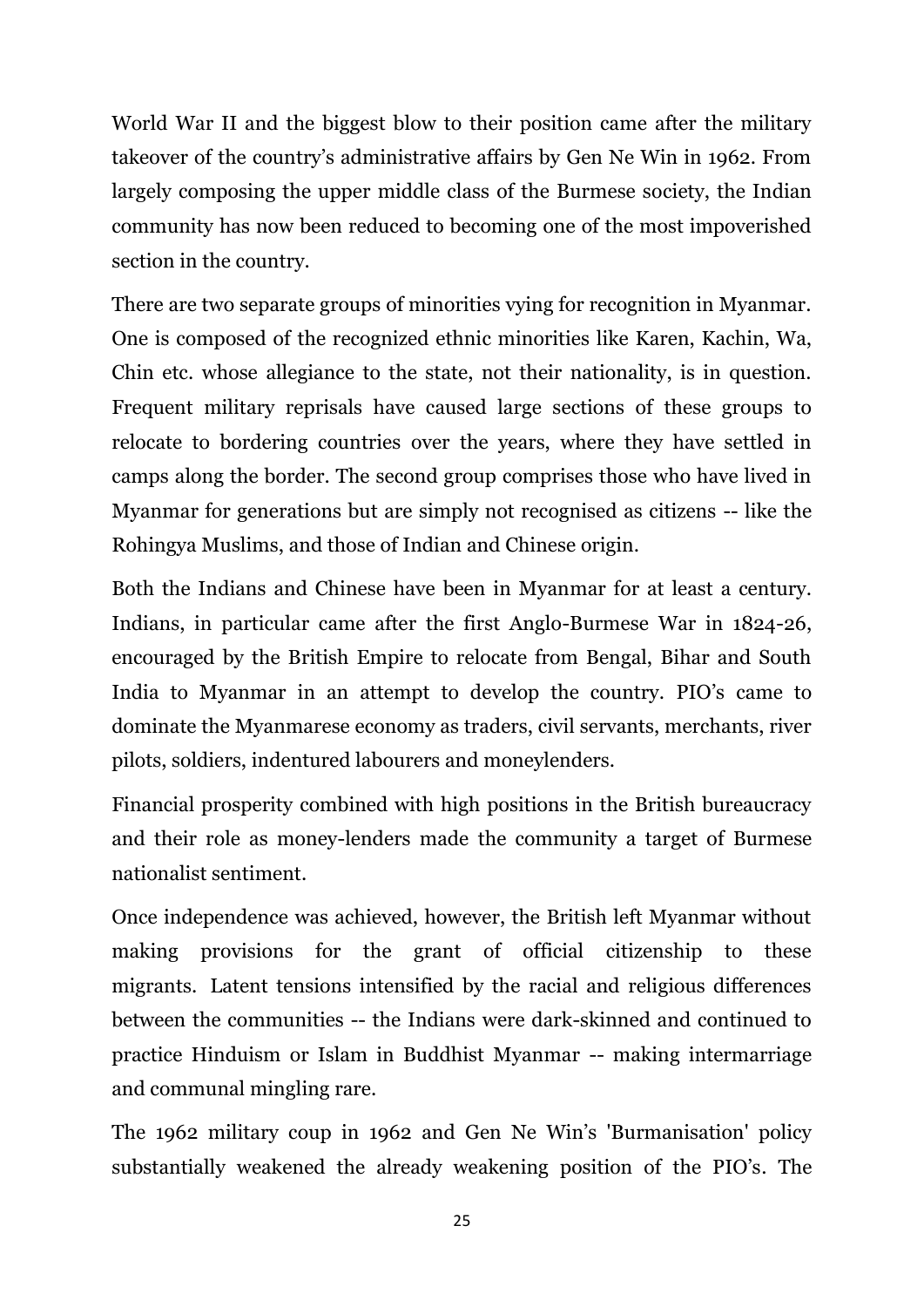World War II and the biggest blow to their position came after the military takeover of the country's administrative affairs by Gen Ne Win in 1962. From largely composing the upper middle class of the Burmese society, the Indian community has now been reduced to becoming one of the most impoverished section in the country.

There are two separate groups of minorities vying for recognition in Myanmar. One is composed of the recognized ethnic minorities like Karen, Kachin, Wa, Chin etc. whose allegiance to the state, not their nationality, is in question. Frequent military reprisals have caused large sections of these groups to relocate to bordering countries over the years, where they have settled in camps along the border. The second group comprises those who have lived in Myanmar for generations but are simply not recognised as citizens -- like the Rohingya Muslims, and those of Indian and Chinese origin.

Both the Indians and Chinese have been in Myanmar for at least a century. Indians, in particular came after the first Anglo-Burmese War in 1824-26, encouraged by the British Empire to relocate from Bengal, Bihar and South India to Myanmar in an attempt to develop the country. PIO's came to dominate the Myanmarese economy as traders, civil servants, merchants, river pilots, soldiers, indentured labourers and moneylenders.

Financial prosperity combined with high positions in the British bureaucracy and their role as money-lenders made the community a target of Burmese nationalist sentiment.

Once independence was achieved, however, the British left Myanmar without making provisions for the grant of official citizenship to these migrants. Latent tensions intensified by the racial and religious differences between the communities -- the Indians were dark-skinned and continued to practice Hinduism or Islam in Buddhist Myanmar -- making intermarriage and communal mingling rare.

The 1962 military coup in 1962 and Gen Ne Win's 'Burmanisation' policy substantially weakened the already weakening position of the PIO's. The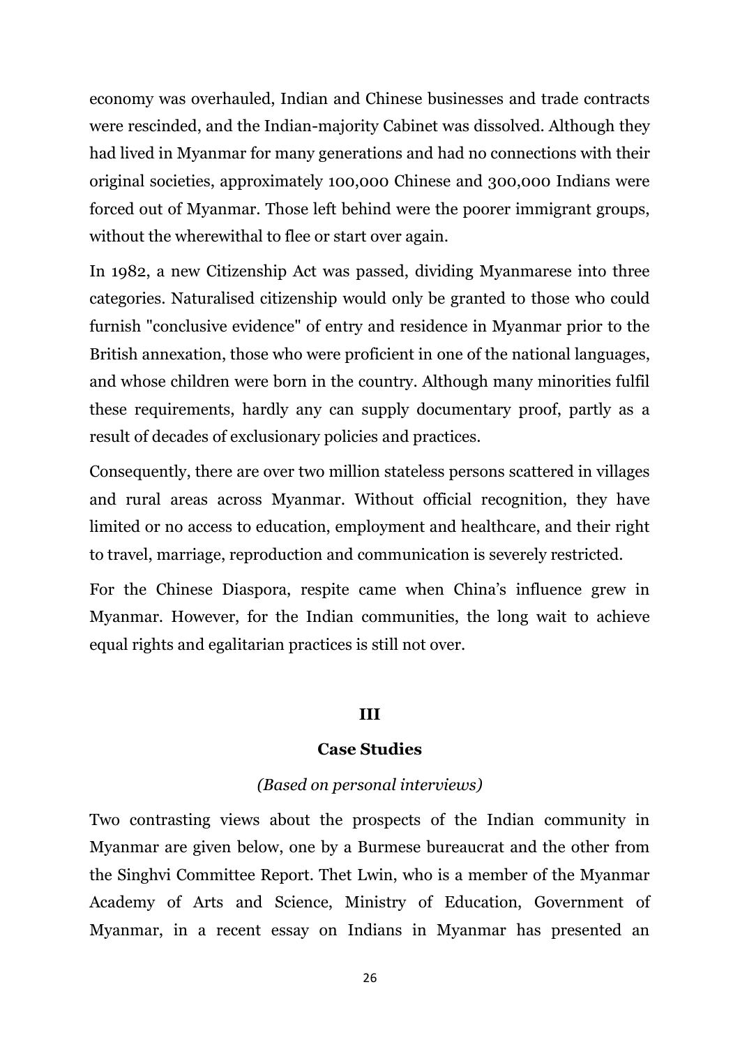economy was overhauled, Indian and Chinese businesses and trade contracts were rescinded, and the Indian-majority Cabinet was dissolved. Although they had lived in Myanmar for many generations and had no connections with their original societies, approximately 100,000 Chinese and 300,000 Indians were forced out of Myanmar. Those left behind were the poorer immigrant groups, without the wherewithal to flee or start over again.

In 1982, a new Citizenship Act was passed, dividing Myanmarese into three categories. Naturalised citizenship would only be granted to those who could furnish "conclusive evidence" of entry and residence in Myanmar prior to the British annexation, those who were proficient in one of the national languages, and whose children were born in the country. Although many minorities fulfil these requirements, hardly any can supply documentary proof, partly as a result of decades of exclusionary policies and practices.

Consequently, there are over two million stateless persons scattered in villages and rural areas across Myanmar. Without official recognition, they have limited or no access to education, employment and healthcare, and their right to travel, marriage, reproduction and communication is severely restricted.

For the Chinese Diaspora, respite came when China's influence grew in Myanmar. However, for the Indian communities, the long wait to achieve equal rights and egalitarian practices is still not over.

## III

## Case Studies

*(Based on personal interviews)*

Two contrasting views about the prospects of the Indian community in Myanmar are given below, one by a Burmese bureaucrat and the other from the Singhvi Committee Report. Thet Lwin, who is a member of the Myanmar Academy of Arts and Science, Ministry of Education, Government of Myanmar, in a recent essay on Indians in Myanmar has presented an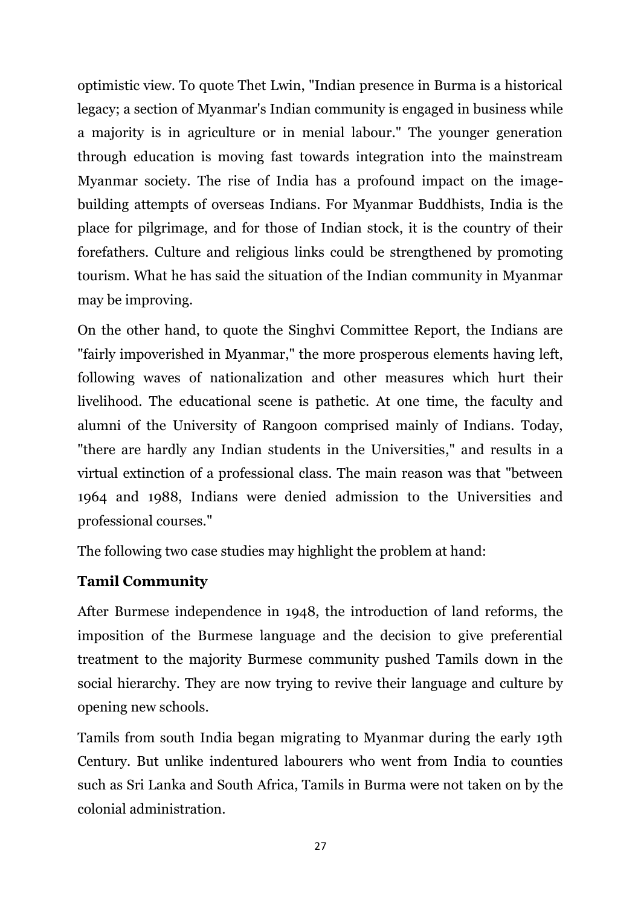optimistic view. To quote Thet Lwin, "Indian presence in Burma is a historical legacy; a section of Myanmar's Indian community is engaged in business while a majority is in agriculture or in menial labour." The younger generation through education is moving fast towards integration into the mainstream Myanmar society. The rise of India has a profound impact on the image-building attempts of overseas Indians. For Myanmar Buddhists, India is the place for pilgrimage, and for those of Indian stock, it is the country of their forefathers. Culture and religious links could be strengthened by promoting tourism. What he has said the situation of the Indian community in Myanmar may be improving.

On the other hand, to quote the Singhvi Committee Report, the Indians are "fairly impoverished in Myanmar," the more prosperous elements having left, following waves of nationalization and other measures which hurt their livelihood. The educational scene is pathetic. At one time, the faculty and alumni of the University of Rangoon comprised mainly of Indians. Today, "there are hardly any Indian students in the Universities," and results in a virtual extinction of a professional class. The main reason was that "between 1964 and 1988, Indians were denied admission to the Universities and professional courses."

The following two case studies may highlight the problem at hand:

**Tamil Community**

After Burmese independence in 1948, the introduction of land reforms, the imposition of the Burmese language and the decision to give preferential treatment to the majority Burmese community pushed Tamils down in the social hierarchy. They are now trying to revive their language and culture by opening new schools.

Tamils from south India began migrating to Myanmar during the early 19th Century. But unlike indentured labourers who went from India to counties such as Sri Lanka and South Africa, Tamils in Burma were not taken on by the colonial administration.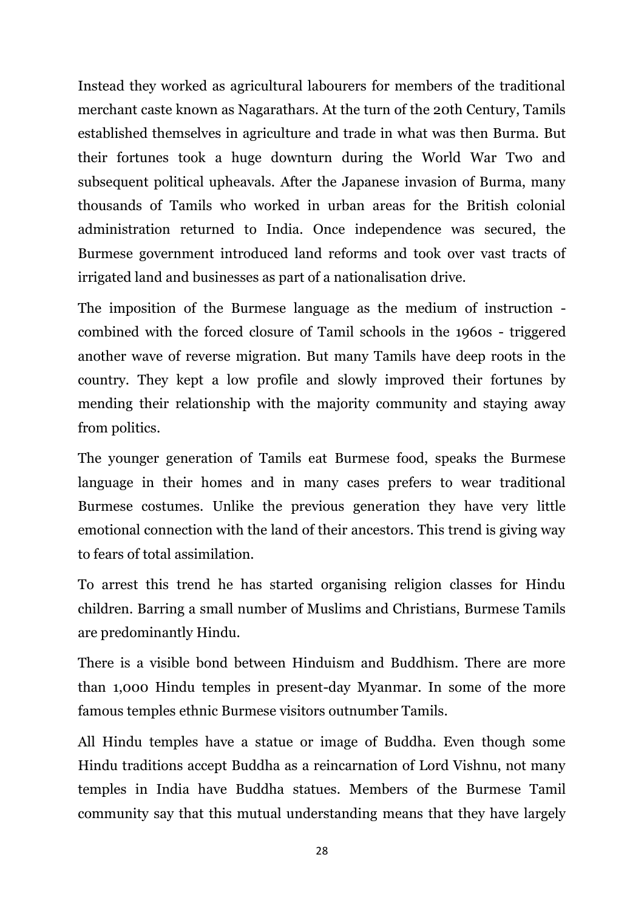Instead they worked as agricultural labourers for members of the traditional merchant caste known as Nagarathars. At the turn of the 20th Century, Tamils established themselves in agriculture and trade in what was then Burma. But their fortunes took a huge downturn during the World War Two and subsequent political upheavals. After the Japanese invasion of Burma, many thousands of Tamils who worked in urban areas for the British colonial administration returned to India. Once independence was secured, the Burmese government introduced land reforms and took over vast tracts of irrigated land and businesses as part of a nationalisation drive.

The imposition of the Burmese language as the medium of instruction - combined with the forced closure of Tamil schools in the 1960s - triggered another wave of reverse migration. But many Tamils have deep roots in the country. They kept a low profile and slowly improved their fortunes by mending their relationship with the majority community and staying away from politics.

The younger generation of Tamils eat Burmese food, speaks the Burmese language in their homes and in many cases prefers to wear traditional Burmese costumes. Unlike the previous generation they have very little emotional connection with the land of their ancestors. This trend is giving way to fears of total assimilation.

To arrest this trend he has started organising religion classes for Hindu children. Barring a small number of Muslims and Christians, Burmese Tamils are predominantly Hindu.

There is a visible bond between Hinduism and Buddhism. There are more than 1,000 Hindu temples in present-day Myanmar. In some of the more famous temples ethnic Burmese visitors outnumber Tamils.

All Hindu temples have a statue or image of Buddha. Even though some Hindu traditions accept Buddha as a reincarnation of Lord Vishnu, not many temples in India have Buddha statues. Members of the Burmese Tamil community say that this mutual understanding means that they have largely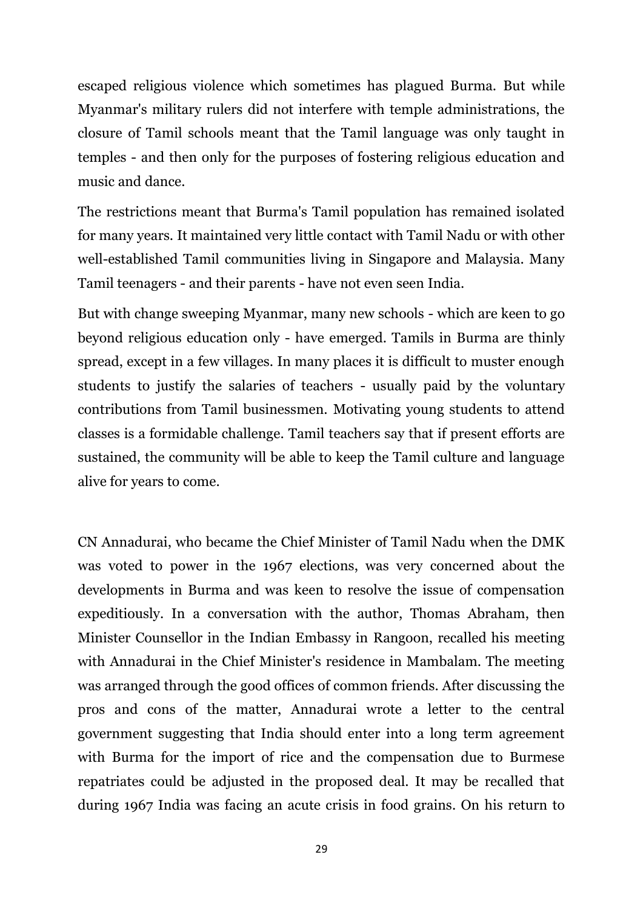escaped religious violence which sometimes has plagued Burma. But while Myanmar's military rulers did not interfere with temple administrations, the closure of Tamil schools meant that the Tamil language was only taught in temples - and then only for the purposes of fostering religious education and music and dance.

The restrictions meant that Burma's Tamil population has remained isolated for many years. It maintained very little contact with Tamil Nadu or with other well-established Tamil communities living in Singapore and Malaysia. Many Tamil teenagers - and their parents - have not even seen India.

But with change sweeping Myanmar, many new schools - which are keen to go beyond religious education only - have emerged. Tamils in Burma are thinly spread, except in a few villages. In many places it is difficult to muster enough students to justify the salaries of teachers - usually paid by the voluntary contributions from Tamil businessmen. Motivating young students to attend classes is a formidable challenge. Tamil teachers say that if present efforts are sustained, the community will be able to keep the Tamil culture and language alive for years to come.

CN Annadurai, who became the Chief Minister of Tamil Nadu when the DMK was voted to power in the 1967 elections, was very concerned about the developments in Burma and was keen to resolve the issue of compensation expeditiously. In a conversation with the author, Thomas Abraham, then Minister Counsellor in the Indian Embassy in Rangoon, recalled his meeting with Annadurai in the Chief Minister's residence in Mambalam. The meeting was arranged through the good offices of common friends. After discussing the pros and cons of the matter, Annadurai wrote a letter to the central government suggesting that India should enter into a long term agreement with Burma for the import of rice and the compensation due to Burmese repatriates could be adjusted in the proposed deal. It may be recalled that during 1967 India was facing an acute crisis in food grains. On his return to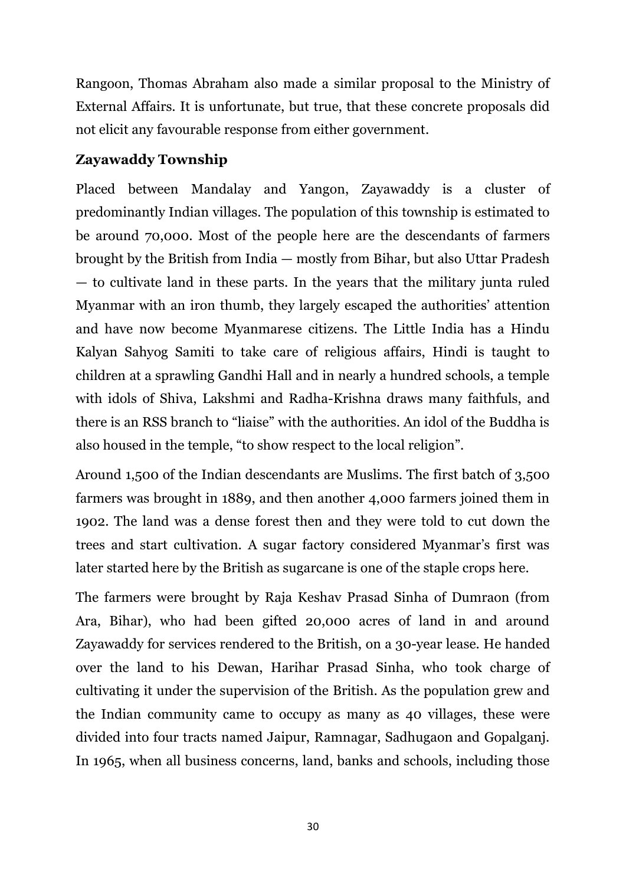Rangoon, Thomas Abraham also made a similar proposal to the Ministry of External Affairs. It is unfortunate, but true, that these concrete proposals did not elicit any favourable response from either government.

**Zayawaddy Township**

Placed between Mandalay and Yangon, Zayawaddy is a cluster of predominantly Indian villages. The population of this township is estimated to be around 70,000. Most of the people here are the descendants of farmers brought by the British from India — mostly from Bihar, but also Uttar Pradesh — to cultivate land in these parts. In the years that the military junta ruled Myanmar with an iron thumb, they largely escaped the authorities' attention and have now become Myanmarese citizens. The Little India has a Hindu Kalyan Sahyog Samiti to take care of religious affairs, Hindi is taught to children at a sprawling Gandhi Hall and in nearly a hundred schools, a temple with idols of Shiva, Lakshmi and Radha-Krishna draws many faithfuls, and there is an RSS branch to "liaise" with the authorities. An idol of the Buddha is also housed in the temple, "to show respect to the local religion".

Around 1,500 of the Indian descendants are Muslims. The first batch of 3,500 farmers was brought in 1889, and then another 4,000 farmers joined them in 1902. The land was a dense forest then and they were told to cut down the trees and start cultivation. A sugar factory considered Myanmar's first was later started here by the British as sugarcane is one of the staple crops here.

The farmers were brought by Raja Keshav Prasad Sinha of Dumraon (from Ara, Bihar), who had been gifted 20,000 acres of land in and around Zayawaddy for services rendered to the British, on a 30-year lease. He handed over the land to his Dewan, Harihar Prasad Sinha, who took charge of cultivating it under the supervision of the British. As the population grew and the Indian community came to occupy as many as 40 villages, these were divided into four tracts named Jaipur, Ramnagar, Sadhugaon and Gopalganj. In 1965, when all business concerns, land, banks and schools, including those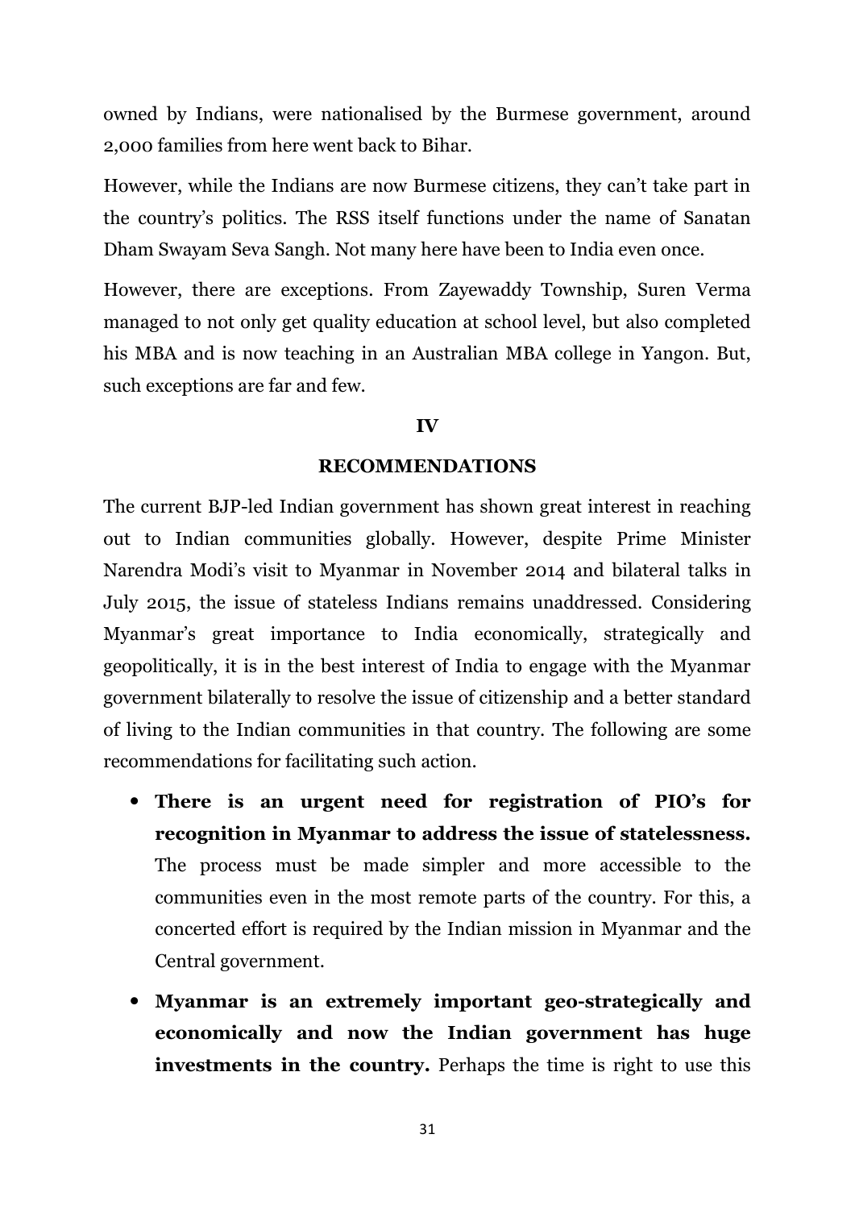owned by Indians, were nationalised by the Burmese government, around 2,000 families from here went back to Bihar.

However, while the Indians are now Burmese citizens, they can't take part in the country's politics. The RSS itself functions under the name of Sanatan Dham Swayam Seva Sangh. Not many here have been to India even once.

However, there are exceptions. From Zayewaddy Township, Suren Verma managed to not only get quality education at school level, but also completed his MBA and is now teaching in an Australian MBA college in Yangon. But, such exceptions are far and few.

## IV

## RECOMMENDATIONS

The current BJP-led Indian government has shown great interest in reaching out to Indian communities globally. However, despite Prime Minister Narendra Modi's visit to Myanmar in November 2014 and bilateral talks in July 2015, the issue of stateless Indians remains unaddressed. Considering Myanmar's great importance to India economically, strategically and geopolitically, it is in the best interest of India to engage with the Myanmar government bilaterally to resolve the issue of citizenship and a better standard of living to the Indian communities in that country. The following are some recommendations for facilitating such action.

- **There is an urgent need for registration of PIO's for recognition in Myanmar to address the issue of statelessness.** The process must be made simpler and more accessible to the communities even in the most remote parts of the country. For this, a concerted effort is required by the Indian mission in Myanmar and the Central government.
- **Myanmar is an extremely important geo-strategically and economically and now the Indian government has huge investments in the country.** Perhaps the time is right to use this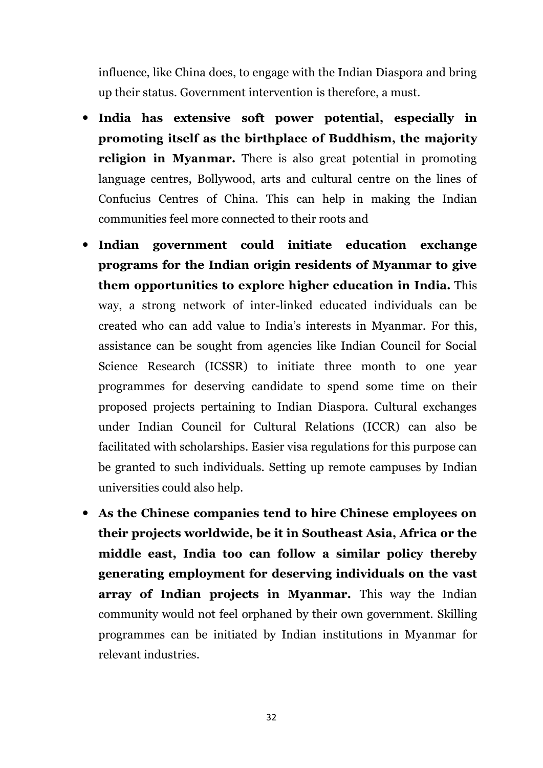influence, like China does, to engage with the Indian Diaspora and bring up their status. Government intervention is therefore, a must.

- **India has extensive soft power potential, especially in promoting itself as the birthplace of Buddhism, the majority religion in Myanmar.** There is also great potential in promoting language centres, Bollywood, arts and cultural centre on the lines of Confucius Centres of China. This can help in making the Indian communities feel more connected to their roots and

- **Indian government could initiate education exchange programs for the Indian origin residents of Myanmar to give them opportunities to explore higher education in India.** This way, a strong network of inter-linked educated individuals can be created who can add value to India's interests in Myanmar. For this, assistance can be sought from agencies like Indian Council for Social Science Research (ICSSR) to initiate three month to one year programmes for deserving candidate to spend some time on their proposed projects pertaining to Indian Diaspora. Cultural exchanges under Indian Council for Cultural Relations (ICCR) can also be facilitated with scholarships. Easier visa regulations for this purpose can be granted to such individuals. Setting up remote campuses by Indian universities could also help.

- **As the Chinese companies tend to hire Chinese employees on their projects worldwide, be it in Southeast Asia, Africa or the middle east, India too can follow a similar policy thereby generating employment for deserving individuals on the vast array of Indian projects in Myanmar.** This way the Indian community would not feel orphaned by their own government. Skilling programmes can be initiated by Indian institutions in Myanmar for relevant industries.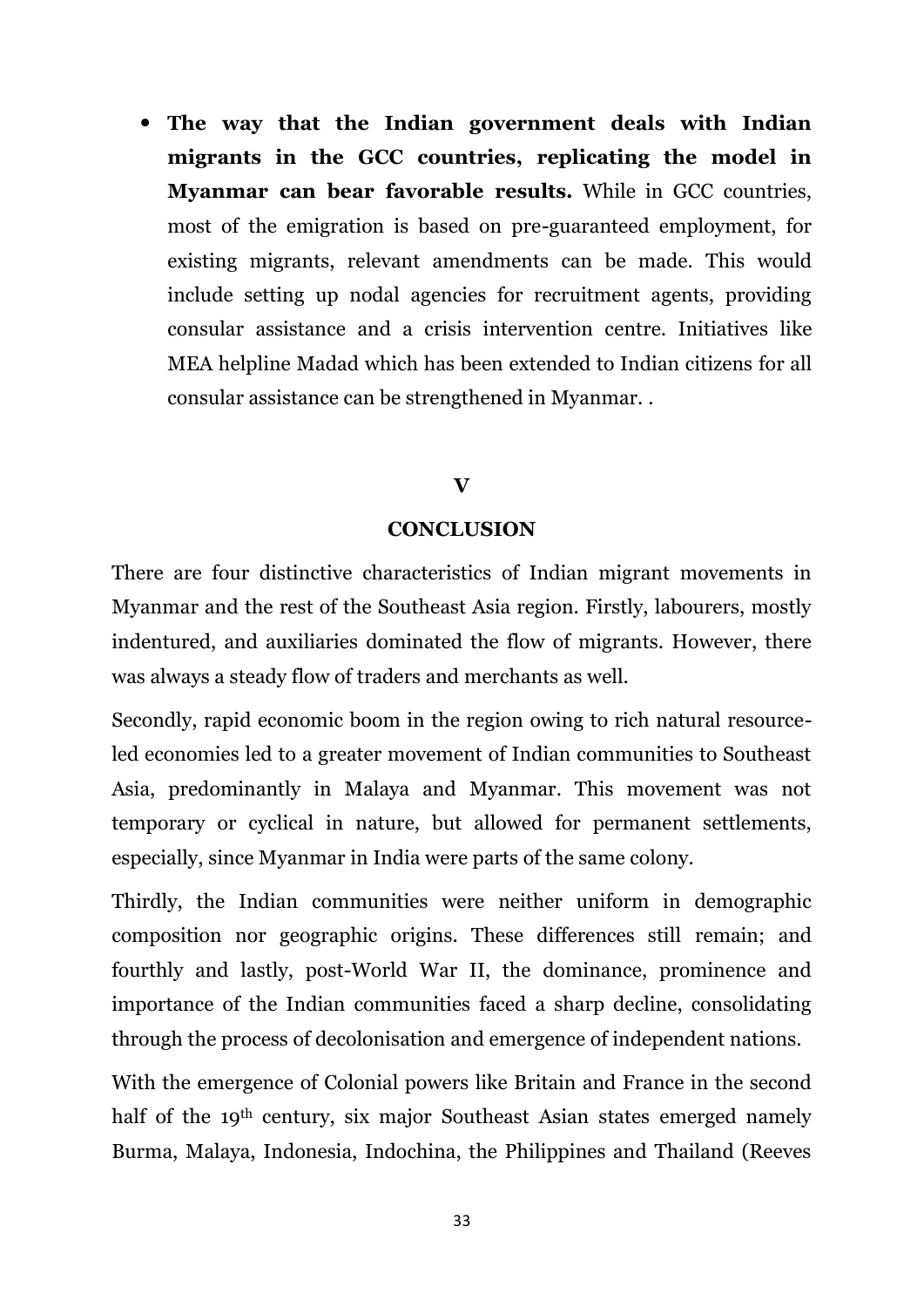- **The way that the Indian government deals with Indian migrants in the GCC countries, replicating the model in Myanmar can bear favorable results.** While in GCC countries, most of the emigration is based on pre-guaranteed employment, for existing migrants, relevant amendments can be made. This would include setting up nodal agencies for recruitment agents, providing consular assistance and a crisis intervention centre. Initiatives like MEA helpline Madad which has been extended to Indian citizens for all consular assistance can be strengthened in Myanmar. .

## V

## CONCLUSION

There are four distinctive characteristics of Indian migrant movements in Myanmar and the rest of the Southeast Asia region. Firstly, labourers, mostly indentured, and auxiliaries dominated the flow of migrants. However, there was always a steady flow of traders and merchants as well.

Secondly, rapid economic boom in the region owing to rich natural resource-led economies led to a greater movement of Indian communities to Southeast Asia, predominantly in Malaya and Myanmar. This movement was not temporary or cyclical in nature, but allowed for permanent settlements, especially, since Myanmar in India were parts of the same colony.

Thirdly, the Indian communities were neither uniform in demographic composition nor geographic origins. These differences still remain; and fourthly and lastly, post-World War II, the dominance, prominence and importance of the Indian communities faced a sharp decline, consolidating through the process of decolonisation and emergence of independent nations.

With the emergence of Colonial powers like Britain and France in the second half of the 19th century, six major Southeast Asian states emerged namely Burma, Malaya, Indonesia, Indochina, the Philippines and Thailand (Reeves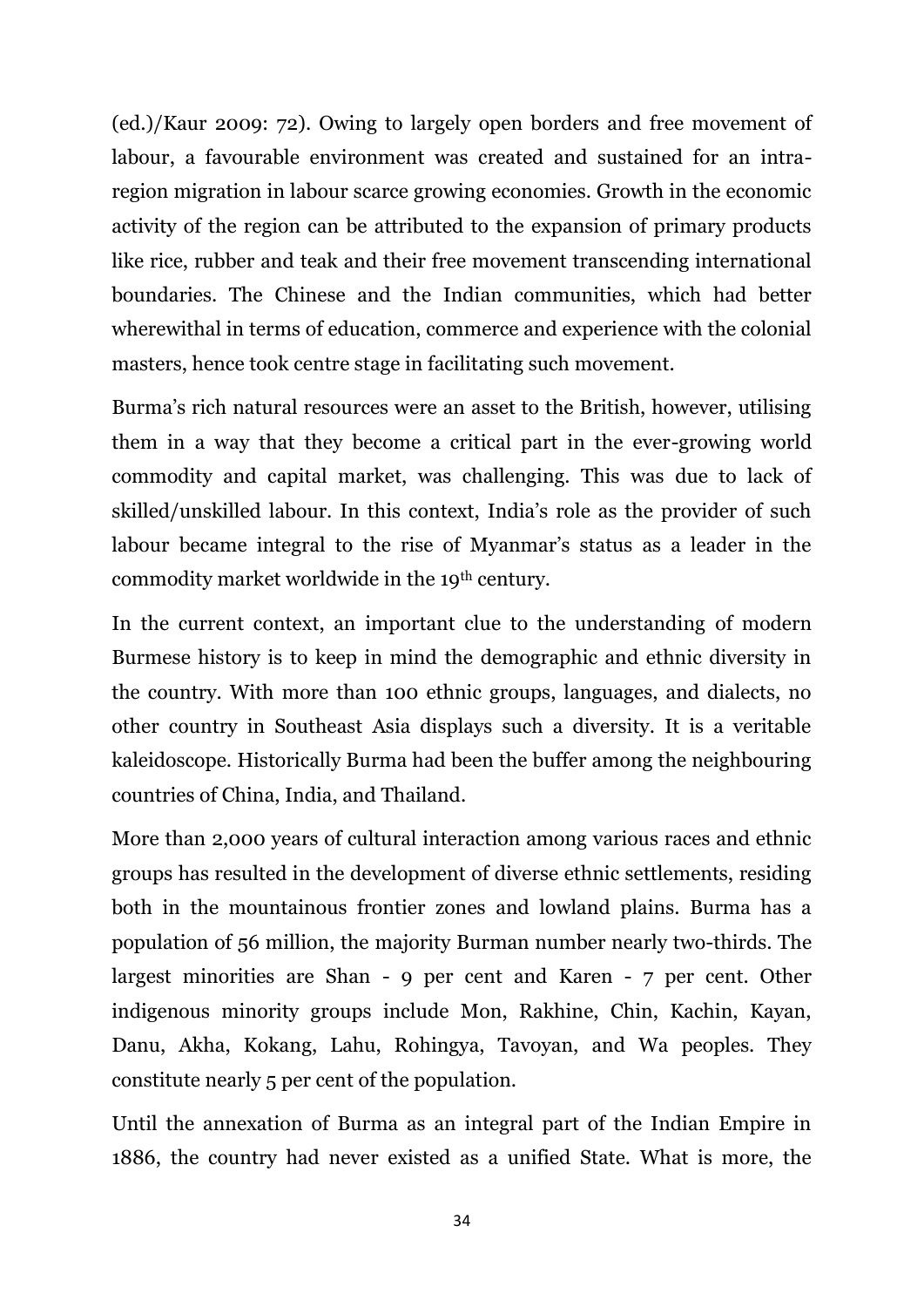(ed.)/Kaur 2009: 72). Owing to largely open borders and free movement of labour, a favourable environment was created and sustained for an intra-region migration in labour scarce growing economies. Growth in the economic activity of the region can be attributed to the expansion of primary products like rice, rubber and teak and their free movement transcending international boundaries. The Chinese and the Indian communities, which had better wherewithal in terms of education, commerce and experience with the colonial masters, hence took centre stage in facilitating such movement.

Burma's rich natural resources were an asset to the British, however, utilising them in a way that they become a critical part in the ever-growing world commodity and capital market, was challenging. This was due to lack of skilled/unskilled labour. In this context, India's role as the provider of such labour became integral to the rise of Myanmar's status as a leader in the commodity market worldwide in the 19th century.

In the current context, an important clue to the understanding of modern Burmese history is to keep in mind the demographic and ethnic diversity in the country. With more than 100 ethnic groups, languages, and dialects, no other country in Southeast Asia displays such a diversity. It is a veritable kaleidoscope. Historically Burma had been the buffer among the neighbouring countries of China, India, and Thailand.

More than 2,000 years of cultural interaction among various races and ethnic groups has resulted in the development of diverse ethnic settlements, residing both in the mountainous frontier zones and lowland plains. Burma has a population of 56 million, the majority Burman number nearly two-thirds. The largest minorities are Shan - 9 per cent and Karen - 7 per cent. Other indigenous minority groups include Mon, Rakhine, Chin, Kachin, Kayan, Danu, Akha, Kokang, Lahu, Rohingya, Tavoyan, and Wa peoples. They constitute nearly 5 per cent of the population.

Until the annexation of Burma as an integral part of the Indian Empire in 1886, the country had never existed as a unified State. What is more, the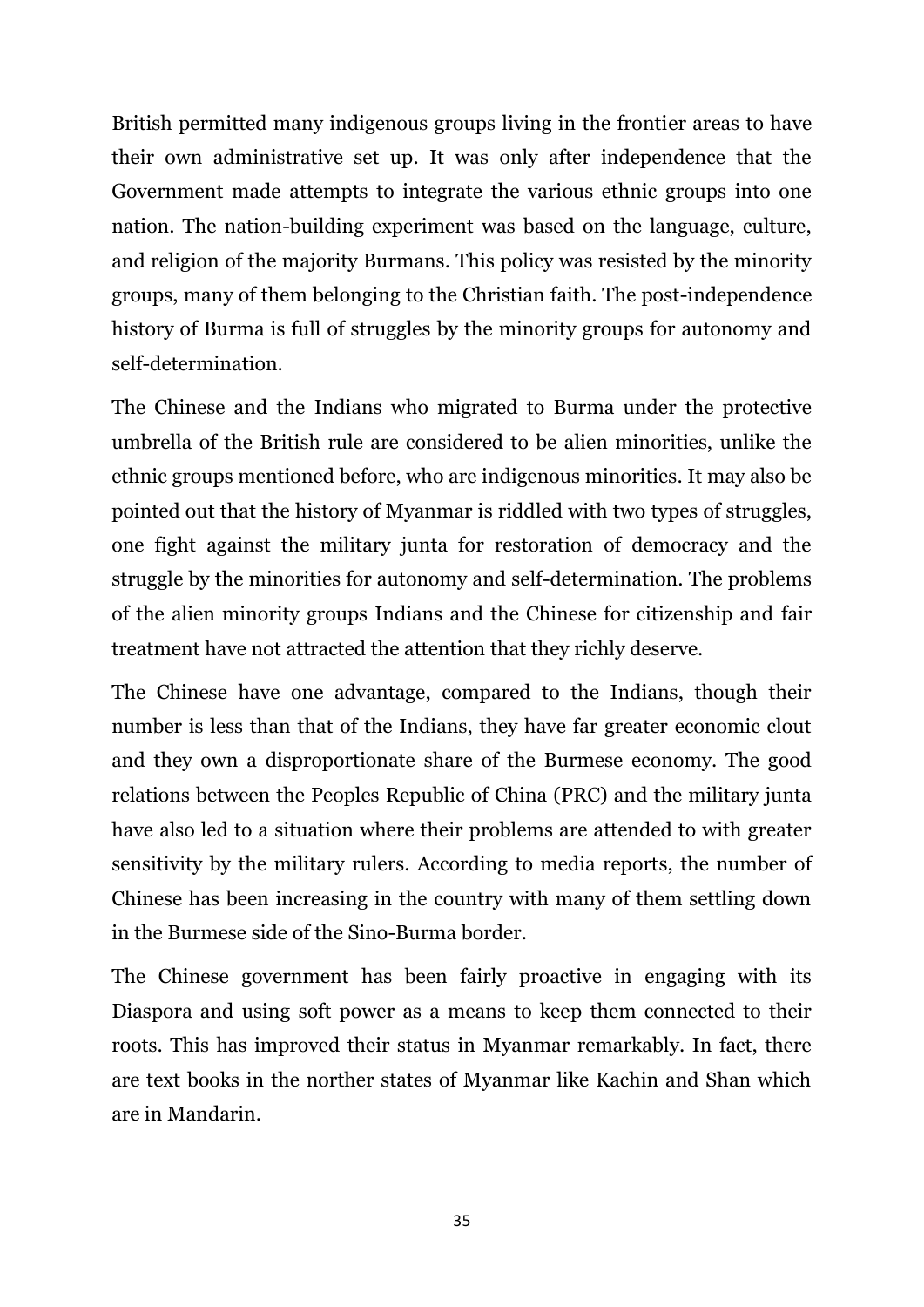British permitted many indigenous groups living in the frontier areas to have their own administrative set up. It was only after independence that the Government made attempts to integrate the various ethnic groups into one nation. The nation-building experiment was based on the language, culture, and religion of the majority Burmans. This policy was resisted by the minority groups, many of them belonging to the Christian faith. The post-independence history of Burma is full of struggles by the minority groups for autonomy and self-determination.

The Chinese and the Indians who migrated to Burma under the protective umbrella of the British rule are considered to be alien minorities, unlike the ethnic groups mentioned before, who are indigenous minorities. It may also be pointed out that the history of Myanmar is riddled with two types of struggles, one fight against the military junta for restoration of democracy and the struggle by the minorities for autonomy and self-determination. The problems of the alien minority groups Indians and the Chinese for citizenship and fair treatment have not attracted the attention that they richly deserve.

The Chinese have one advantage, compared to the Indians, though their number is less than that of the Indians, they have far greater economic clout and they own a disproportionate share of the Burmese economy. The good relations between the Peoples Republic of China (PRC) and the military junta have also led to a situation where their problems are attended to with greater sensitivity by the military rulers. According to media reports, the number of Chinese has been increasing in the country with many of them settling down in the Burmese side of the Sino-Burma border.

The Chinese government has been fairly proactive in engaging with its Diaspora and using soft power as a means to keep them connected to their roots. This has improved their status in Myanmar remarkably. In fact, there are text books in the norther states of Myanmar like Kachin and Shan which are in Mandarin.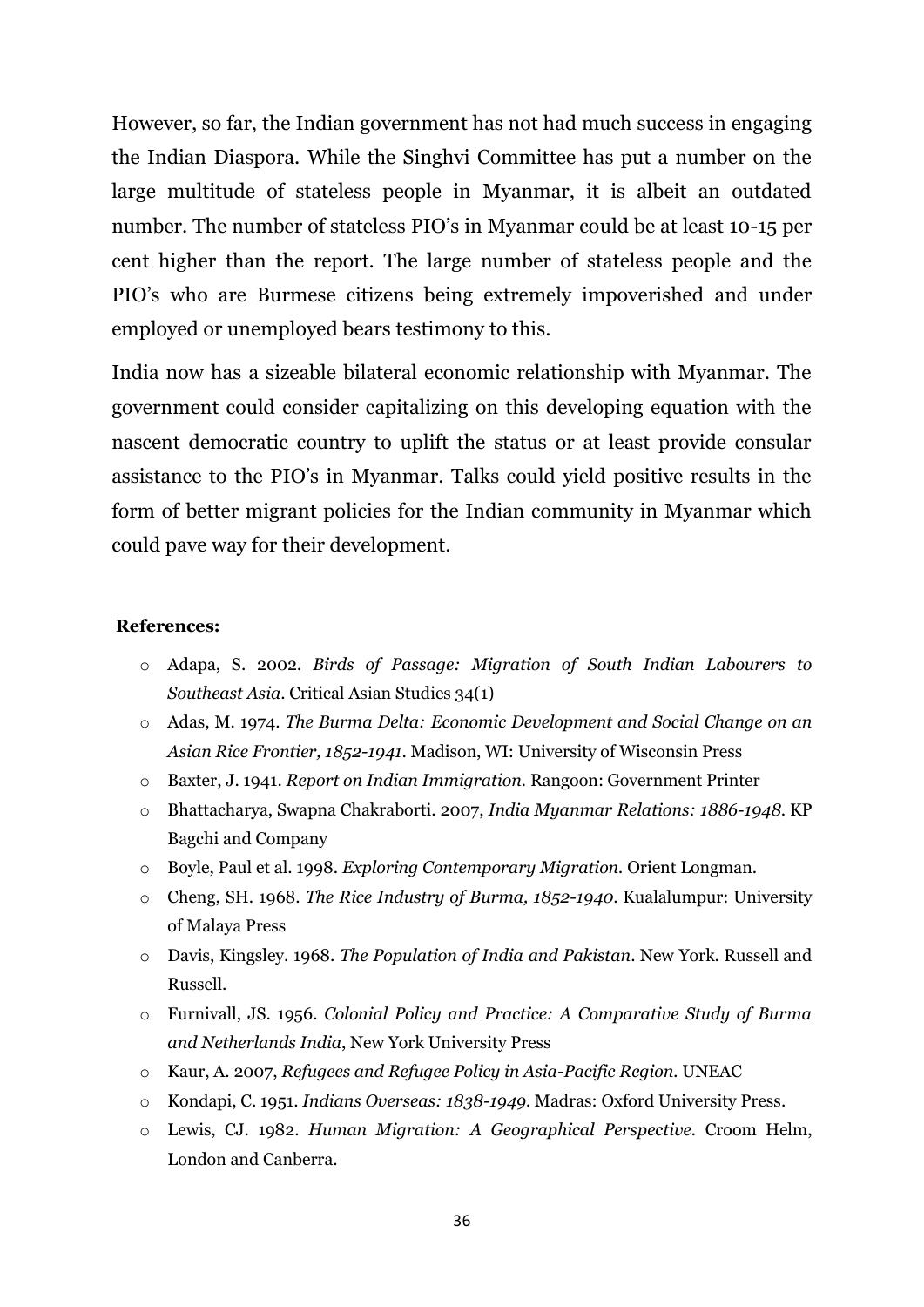However, so far, the Indian government has not had much success in engaging the Indian Diaspora. While the Singhvi Committee has put a number on the large multitude of stateless people in Myanmar, it is albeit an outdated number. The number of stateless PIO's in Myanmar could be at least 10-15 per cent higher than the report. The large number of stateless people and the PIO's who are Burmese citizens being extremely impoverished and under employed or unemployed bears testimony to this.

India now has a sizeable bilateral economic relationship with Myanmar. The government could consider capitalizing on this developing equation with the nascent democratic country to uplift the status or at least provide consular assistance to the PIO's in Myanmar. Talks could yield positive results in the form of better migrant policies for the Indian community in Myanmar which could pave way for their development.

**References:**

- Adapa, S. 2002. *Birds of Passage: Migration of South Indian Labourers to Southeast Asia*. Critical Asian Studies 34(1)
- Adas, M. 1974. *The Burma Delta: Economic Development and Social Change on an Asian Rice Frontier, 1852-1941*. Madison, WI: University of Wisconsin Press
- Baxter, J. 1941. *Report on Indian Immigration*. Rangoon: Government Printer
- Bhattacharya, Swapna Chakraborti. 2007, *India Myanmar Relations: 1886-1948*. KP Bagchi and Company
- Boyle, Paul et al. 1998. *Exploring Contemporary Migration*. Orient Longman.
- Cheng, SH. 1968. *The Rice Industry of Burma, 1852-1940*. Kualalumpur: University of Malaya Press
- Davis, Kingsley. 1968. *The Population of India and Pakistan*. New York. Russell and Russell.
- Furnivall, JS. 1956. *Colonial Policy and Practice: A Comparative Study of Burma and Netherlands India*, New York University Press
- Kaur, A. 2007, *Refugees and Refugee Policy in Asia-Pacific Region*. UNEAC
- Kondapi, C. 1951. *Indians Overseas: 1838-1949*. Madras: Oxford University Press.
- Lewis, CJ. 1982. *Human Migration: A Geographical Perspective*. Croom Helm, London and Canberra.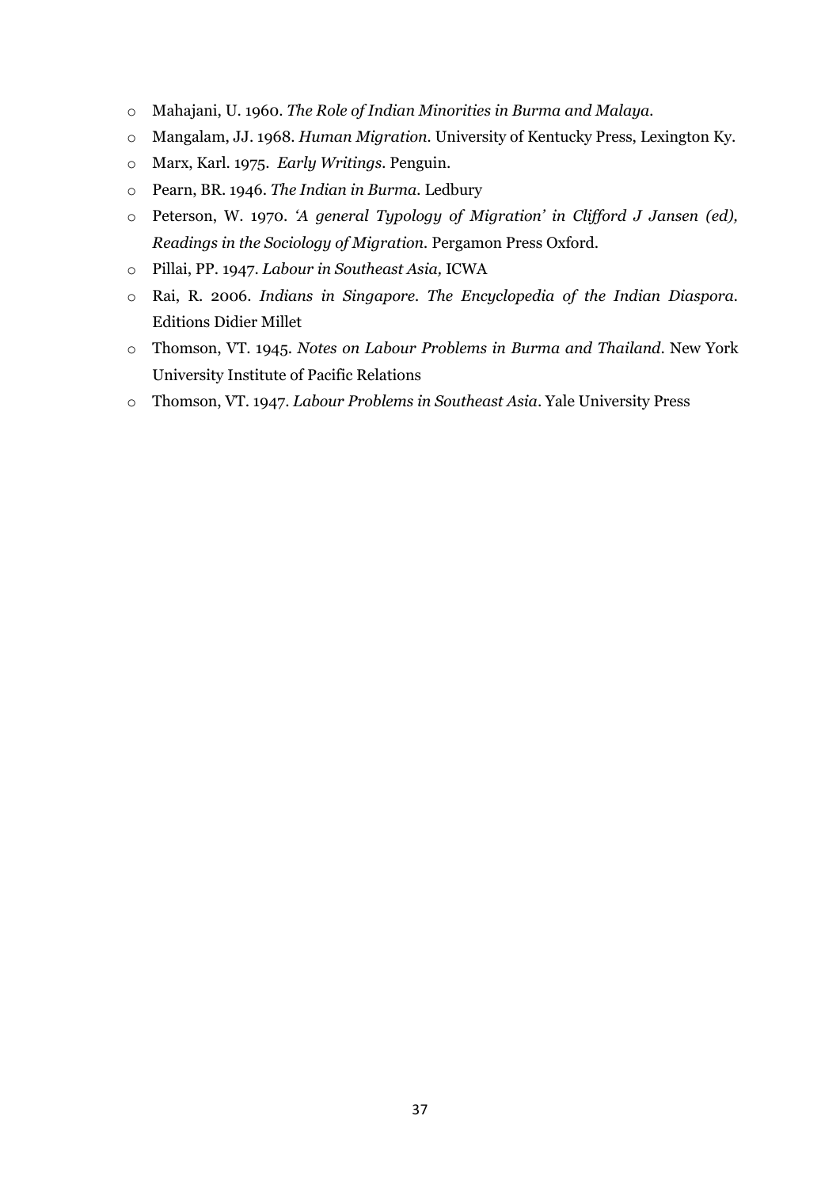- Mahajani, U. 1960. *The Role of Indian Minorities in Burma and Malaya.*
- Mangalam, JJ. 1968. *Human Migration.* University of Kentucky Press, Lexington Ky.
- Marx, Karl. 1975. *Early Writings.* Penguin.
- Pearn, BR. 1946. *The Indian in Burma.* Ledbury
- Peterson, W. 1970. *'A general Typology of Migration' in Clifford J Jansen (ed), Readings in the Sociology of Migration.* Pergamon Press Oxford.
- Pillai, PP. 1947. *Labour in Southeast Asia,* ICWA
- Rai, R. 2006. *Indians in Singapore. The Encyclopedia of the Indian Diaspora.* Editions Didier Millet
- Thomson, VT. 1945. *Notes on Labour Problems in Burma and Thailand.* New York University Institute of Pacific Relations
- Thomson, VT. 1947. *Labour Problems in Southeast Asia.* Yale University Press